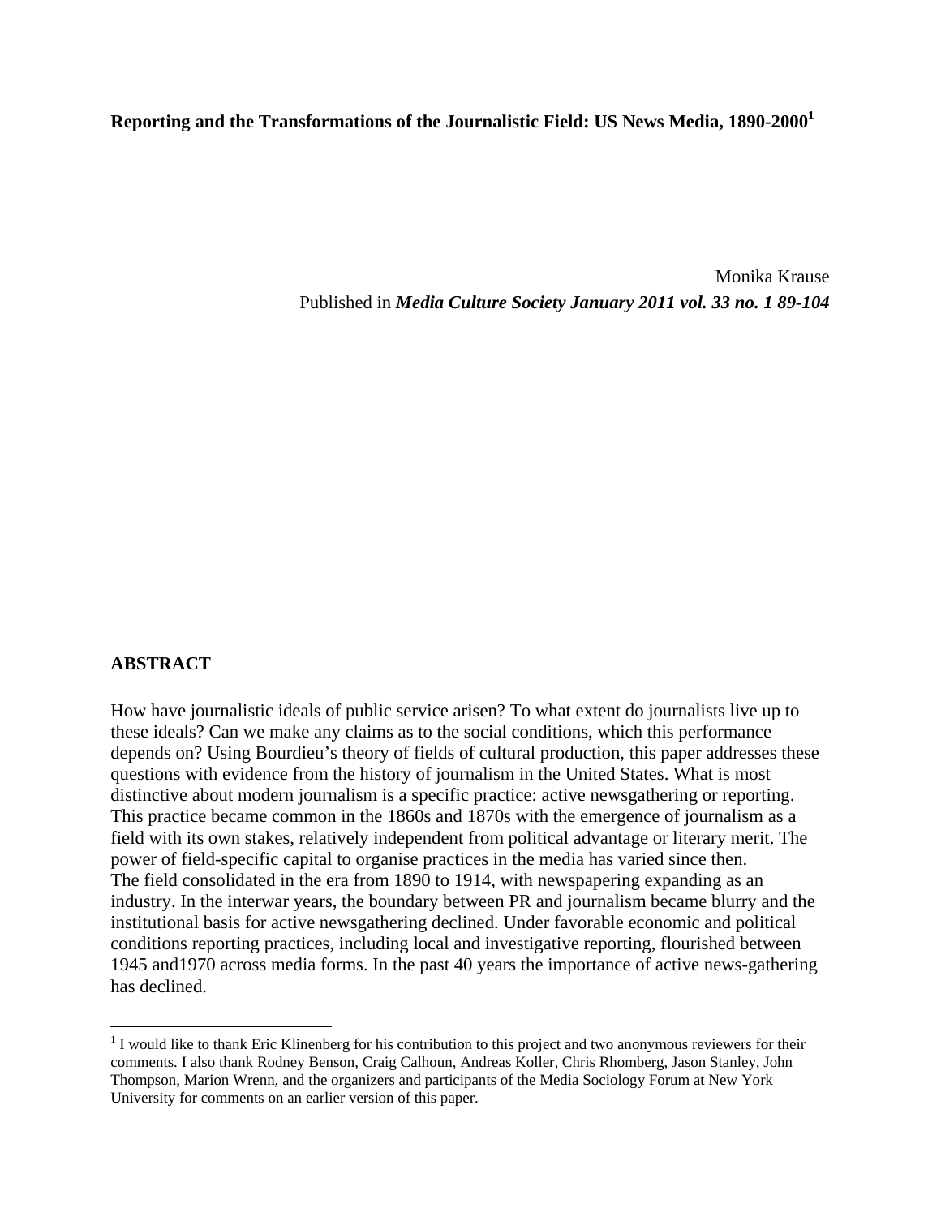**Reporting and the Transformations of the Journalistic Field: US News Media, 1890-2000[1]**

Monika Krause
Published in ***Media Culture Society January 2011 vol. 33 no. 1 89-104***

## ABSTRACT

How have journalistic ideals of public service arisen? To what extent do journalists live up to these ideals? Can we make any claims as to the social conditions, which this performance depends on? Using Bourdieu's theory of fields of cultural production, this paper addresses these questions with evidence from the history of journalism in the United States. What is most distinctive about modern journalism is a specific practice: active newsgathering or reporting. This practice became common in the 1860s and 1870s with the emergence of journalism as a field with its own stakes, relatively independent from political advantage or literary merit. The power of field-specific capital to organise practices in the media has varied since then. The field consolidated in the era from 1890 to 1914, with newspapering expanding as an industry. In the interwar years, the boundary between PR and journalism became blurry and the institutional basis for active newsgathering declined. Under favorable economic and political conditions reporting practices, including local and investigative reporting, flourished between 1945 and1970 across media forms. In the past 40 years the importance of active news-gathering has declined.

[1] I would like to thank Eric Klinenberg for his contribution to this project and two anonymous reviewers for their comments. I also thank Rodney Benson, Craig Calhoun, Andreas Koller, Chris Rhomberg, Jason Stanley, John Thompson, Marion Wrenn, and the organizers and participants of the Media Sociology Forum at New York University for comments on an earlier version of this paper.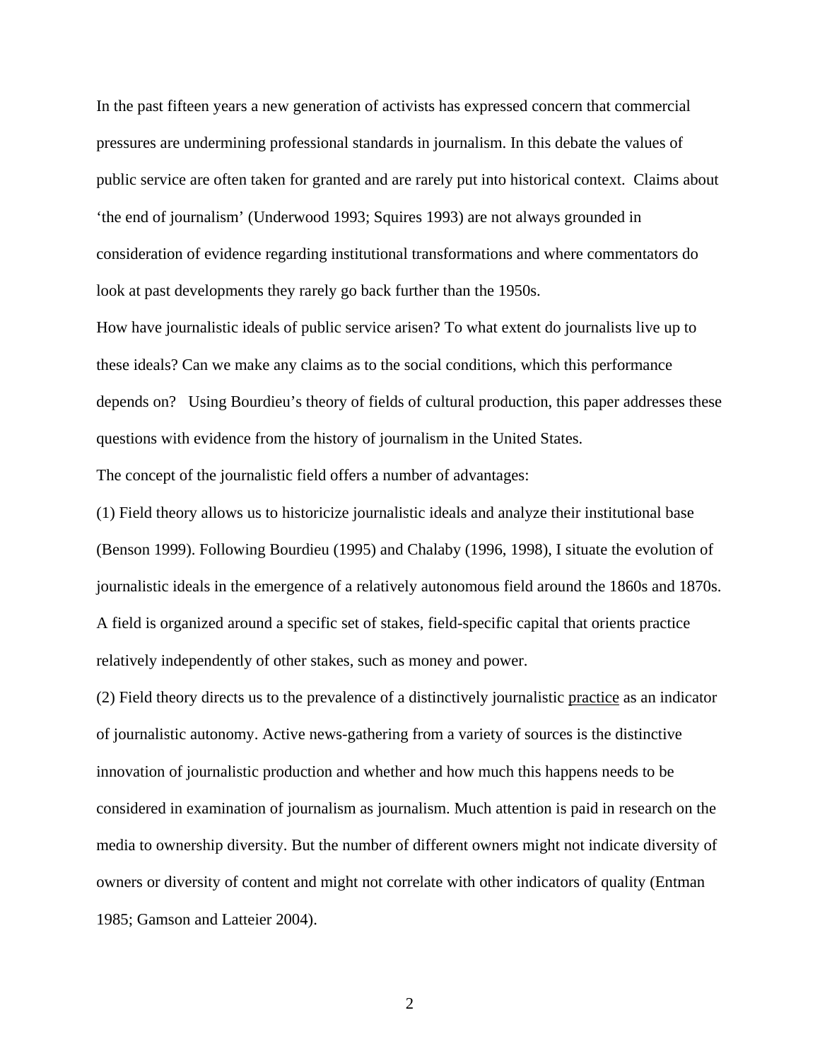In the past fifteen years a new generation of activists has expressed concern that commercial pressures are undermining professional standards in journalism. In this debate the values of public service are often taken for granted and are rarely put into historical context. Claims about 'the end of journalism' (Underwood 1993; Squires 1993) are not always grounded in consideration of evidence regarding institutional transformations and where commentators do look at past developments they rarely go back further than the 1950s.

How have journalistic ideals of public service arisen? To what extent do journalists live up to these ideals? Can we make any claims as to the social conditions, which this performance depends on? Using Bourdieu's theory of fields of cultural production, this paper addresses these questions with evidence from the history of journalism in the United States.

The concept of the journalistic field offers a number of advantages:

(1) Field theory allows us to historicize journalistic ideals and analyze their institutional base (Benson 1999). Following Bourdieu (1995) and Chalaby (1996, 1998), I situate the evolution of journalistic ideals in the emergence of a relatively autonomous field around the 1860s and 1870s. A field is organized around a specific set of stakes, field-specific capital that orients practice relatively independently of other stakes, such as money and power.

(2) Field theory directs us to the prevalence of a distinctively journalistic <u>practice</u> as an indicator of journalistic autonomy. Active news-gathering from a variety of sources is the distinctive innovation of journalistic production and whether and how much this happens needs to be considered in examination of journalism as journalism. Much attention is paid in research on the media to ownership diversity. But the number of different owners might not indicate diversity of owners or diversity of content and might not correlate with other indicators of quality (Entman 1985; Gamson and Latteier 2004).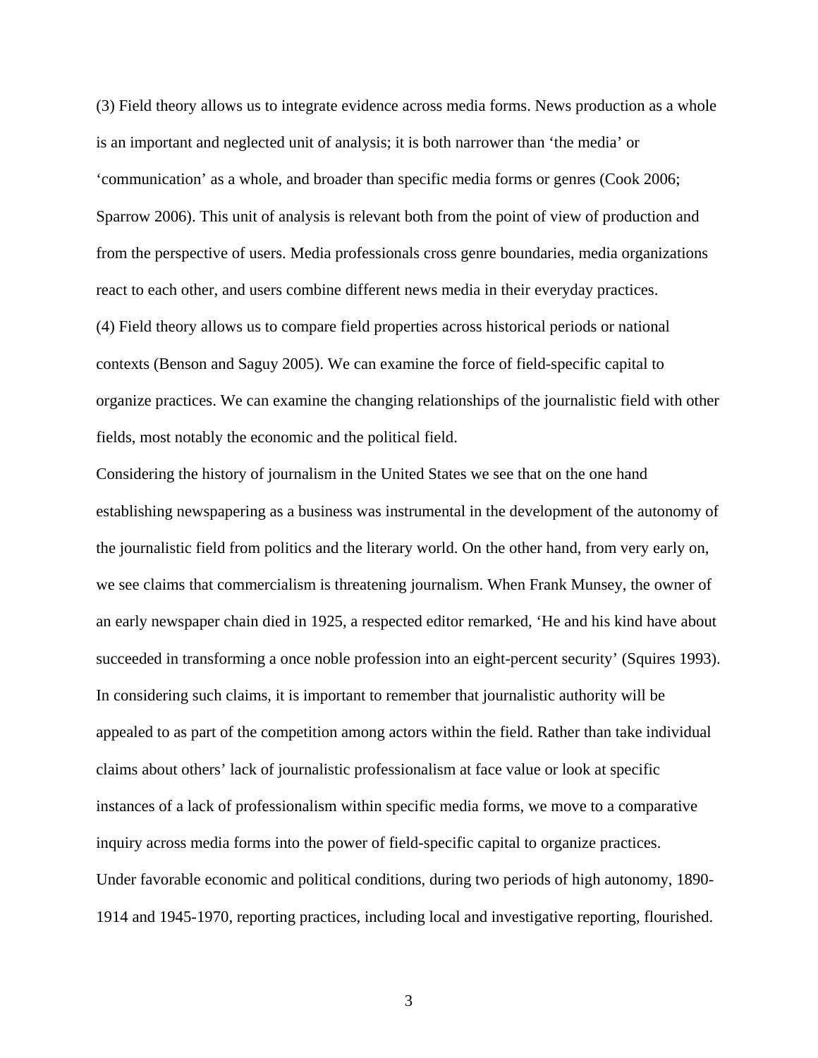(3) Field theory allows us to integrate evidence across media forms. News production as a whole is an important and neglected unit of analysis; it is both narrower than 'the media' or 'communication' as a whole, and broader than specific media forms or genres (Cook 2006; Sparrow 2006). This unit of analysis is relevant both from the point of view of production and from the perspective of users. Media professionals cross genre boundaries, media organizations react to each other, and users combine different news media in their everyday practices.

(4) Field theory allows us to compare field properties across historical periods or national contexts (Benson and Saguy 2005). We can examine the force of field-specific capital to organize practices. We can examine the changing relationships of the journalistic field with other fields, most notably the economic and the political field.

Considering the history of journalism in the United States we see that on the one hand establishing newspapering as a business was instrumental in the development of the autonomy of the journalistic field from politics and the literary world. On the other hand, from very early on, we see claims that commercialism is threatening journalism. When Frank Munsey, the owner of an early newspaper chain died in 1925, a respected editor remarked, 'He and his kind have about succeeded in transforming a once noble profession into an eight-percent security' (Squires 1993). In considering such claims, it is important to remember that journalistic authority will be appealed to as part of the competition among actors within the field. Rather than take individual claims about others' lack of journalistic professionalism at face value or look at specific instances of a lack of professionalism within specific media forms, we move to a comparative inquiry across media forms into the power of field-specific capital to organize practices.

Under favorable economic and political conditions, during two periods of high autonomy, 1890-1914 and 1945-1970, reporting practices, including local and investigative reporting, flourished.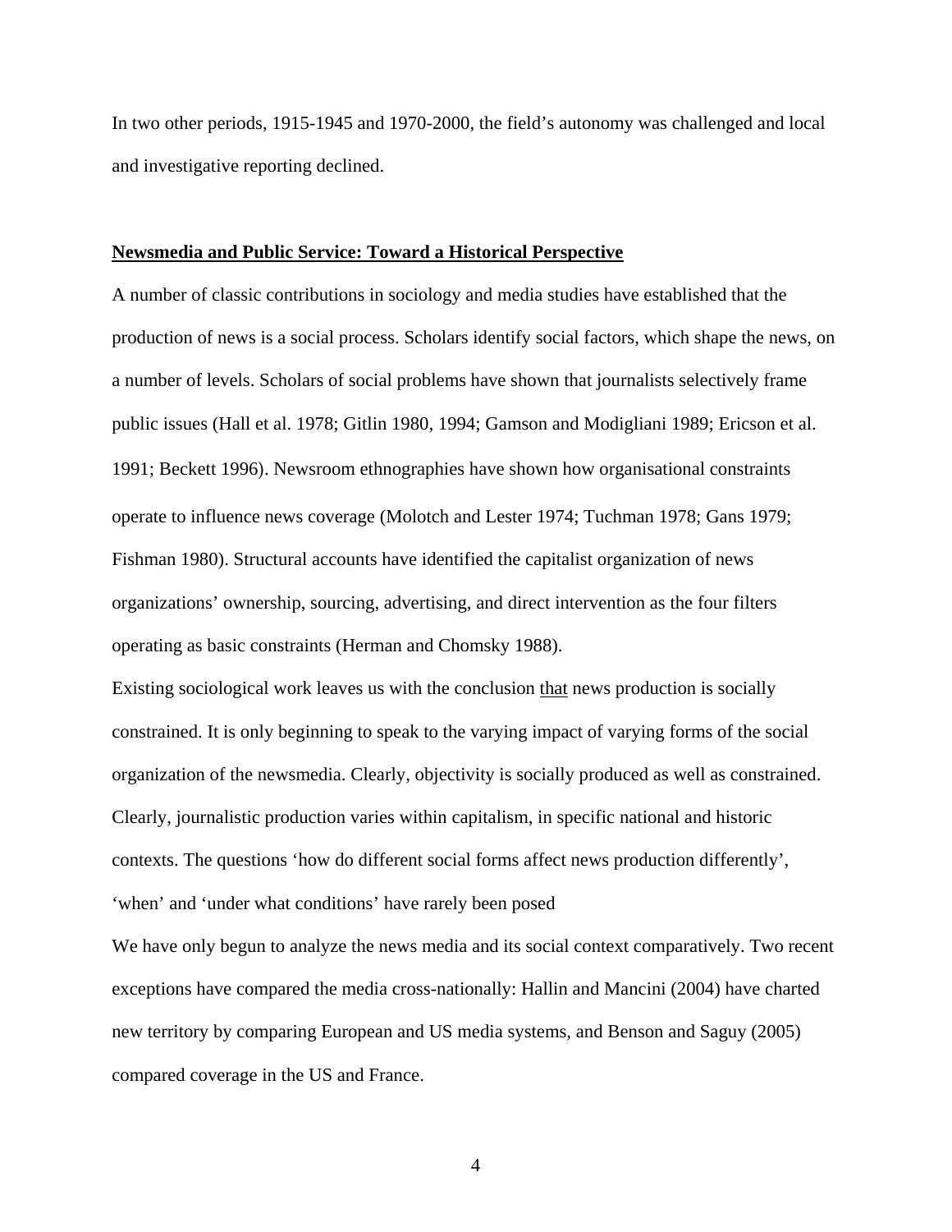In two other periods, 1915-1945 and 1970-2000, the field's autonomy was challenged and local and investigative reporting declined.

## Newsmedia and Public Service: Toward a Historical Perspective

A number of classic contributions in sociology and media studies have established that the production of news is a social process. Scholars identify social factors, which shape the news, on a number of levels. Scholars of social problems have shown that journalists selectively frame public issues (Hall et al. 1978; Gitlin 1980, 1994; Gamson and Modigliani 1989; Ericson et al. 1991; Beckett 1996). Newsroom ethnographies have shown how organisational constraints operate to influence news coverage (Molotch and Lester 1974; Tuchman 1978; Gans 1979; Fishman 1980). Structural accounts have identified the capitalist organization of news organizations' ownership, sourcing, advertising, and direct intervention as the four filters operating as basic constraints (Herman and Chomsky 1988).

Existing sociological work leaves us with the conclusion that news production is socially constrained. It is only beginning to speak to the varying impact of varying forms of the social organization of the newsmedia. Clearly, objectivity is socially produced as well as constrained. Clearly, journalistic production varies within capitalism, in specific national and historic contexts. The questions 'how do different social forms affect news production differently', 'when' and 'under what conditions' have rarely been posed

We have only begun to analyze the news media and its social context comparatively. Two recent exceptions have compared the media cross-nationally: Hallin and Mancini (2004) have charted new territory by comparing European and US media systems, and Benson and Saguy (2005) compared coverage in the US and France.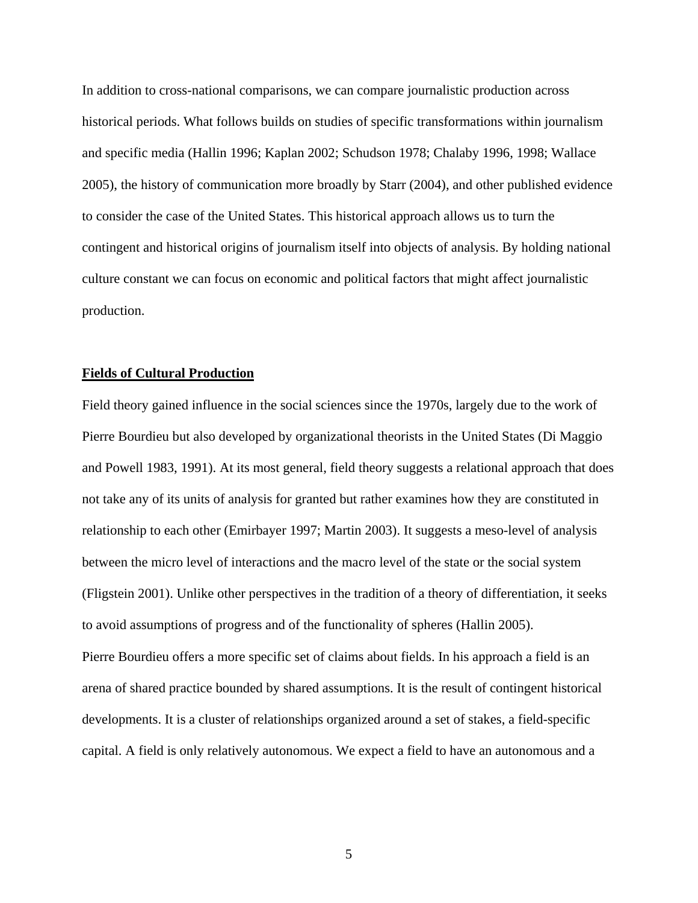In addition to cross-national comparisons, we can compare journalistic production across historical periods. What follows builds on studies of specific transformations within journalism and specific media (Hallin 1996; Kaplan 2002; Schudson 1978; Chalaby 1996, 1998; Wallace 2005), the history of communication more broadly by Starr (2004), and other published evidence to consider the case of the United States. This historical approach allows us to turn the contingent and historical origins of journalism itself into objects of analysis. By holding national culture constant we can focus on economic and political factors that might affect journalistic production.

## Fields of Cultural Production

Field theory gained influence in the social sciences since the 1970s, largely due to the work of Pierre Bourdieu but also developed by organizational theorists in the United States (Di Maggio and Powell 1983, 1991). At its most general, field theory suggests a relational approach that does not take any of its units of analysis for granted but rather examines how they are constituted in relationship to each other (Emirbayer 1997; Martin 2003). It suggests a meso-level of analysis between the micro level of interactions and the macro level of the state or the social system (Fligstein 2001). Unlike other perspectives in the tradition of a theory of differentiation, it seeks to avoid assumptions of progress and of the functionality of spheres (Hallin 2005).

Pierre Bourdieu offers a more specific set of claims about fields. In his approach a field is an arena of shared practice bounded by shared assumptions. It is the result of contingent historical developments. It is a cluster of relationships organized around a set of stakes, a field-specific capital. A field is only relatively autonomous. We expect a field to have an autonomous and a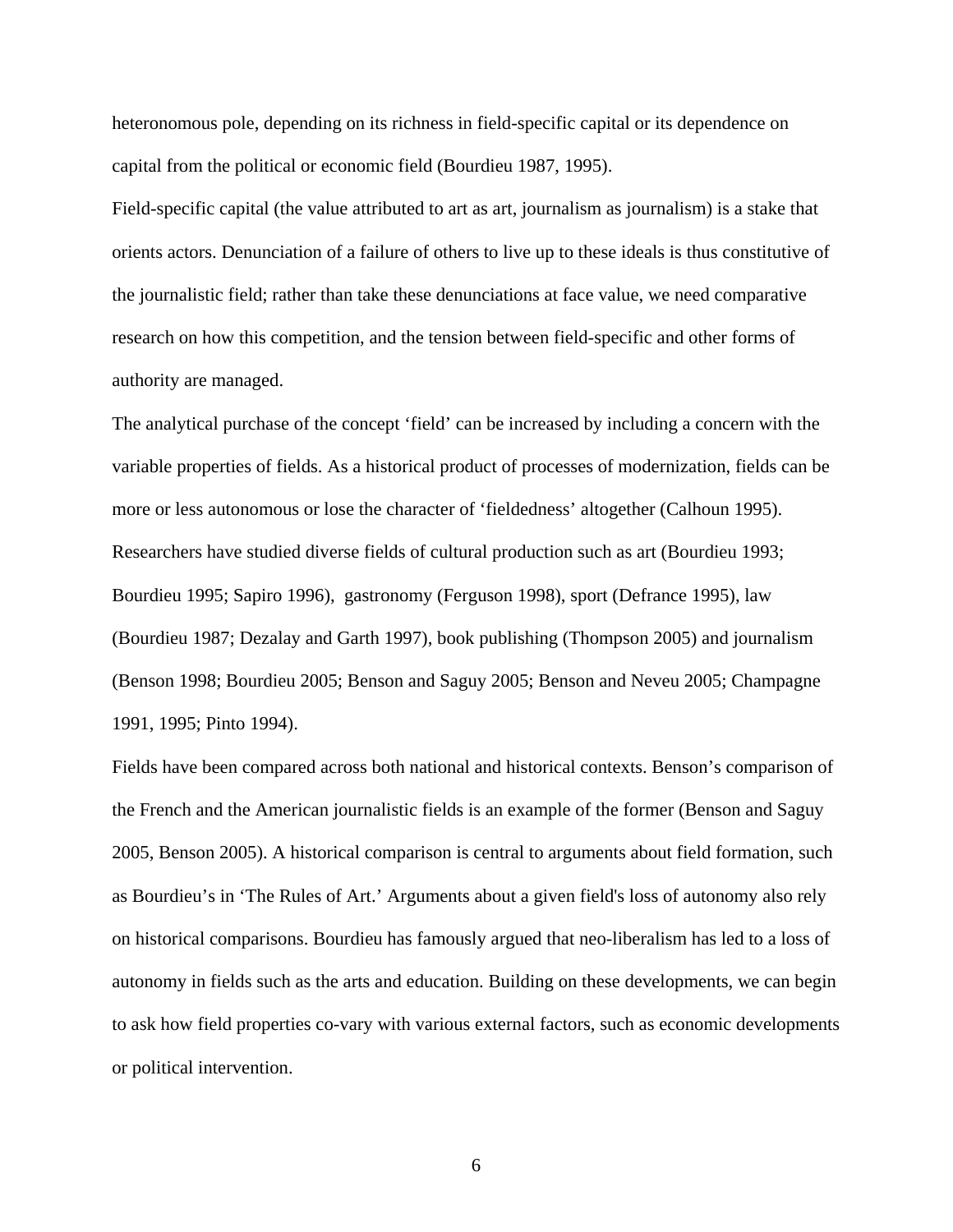heteronomous pole, depending on its richness in field-specific capital or its dependence on capital from the political or economic field (Bourdieu 1987, 1995).

Field-specific capital (the value attributed to art as art, journalism as journalism) is a stake that orients actors. Denunciation of a failure of others to live up to these ideals is thus constitutive of the journalistic field; rather than take these denunciations at face value, we need comparative research on how this competition, and the tension between field-specific and other forms of authority are managed.

The analytical purchase of the concept 'field' can be increased by including a concern with the variable properties of fields. As a historical product of processes of modernization, fields can be more or less autonomous or lose the character of 'fieldedness' altogether (Calhoun 1995). Researchers have studied diverse fields of cultural production such as art (Bourdieu 1993; Bourdieu 1995; Sapiro 1996), gastronomy (Ferguson 1998), sport (Defrance 1995), law (Bourdieu 1987; Dezalay and Garth 1997), book publishing (Thompson 2005) and journalism (Benson 1998; Bourdieu 2005; Benson and Saguy 2005; Benson and Neveu 2005; Champagne 1991, 1995; Pinto 1994).

Fields have been compared across both national and historical contexts. Benson's comparison of the French and the American journalistic fields is an example of the former (Benson and Saguy 2005, Benson 2005). A historical comparison is central to arguments about field formation, such as Bourdieu's in 'The Rules of Art.' Arguments about a given field's loss of autonomy also rely on historical comparisons. Bourdieu has famously argued that neo-liberalism has led to a loss of autonomy in fields such as the arts and education. Building on these developments, we can begin to ask how field properties co-vary with various external factors, such as economic developments or political intervention.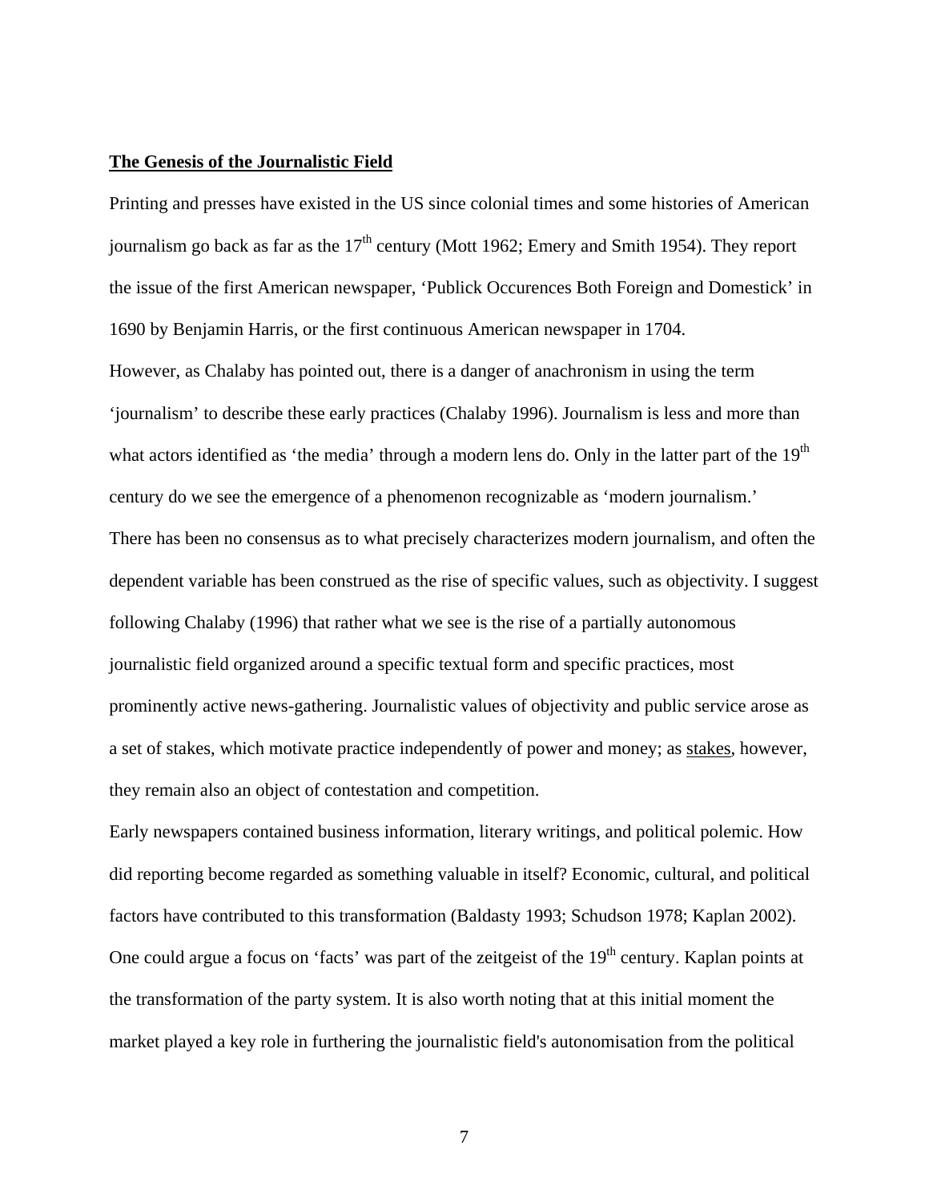**The Genesis of the Journalistic Field**

Printing and presses have existed in the US since colonial times and some histories of American journalism go back as far as the 17th century (Mott 1962; Emery and Smith 1954). They report the issue of the first American newspaper, 'Publick Occurences Both Foreign and Domestick' in 1690 by Benjamin Harris, or the first continuous American newspaper in 1704.

However, as Chalaby has pointed out, there is a danger of anachronism in using the term 'journalism' to describe these early practices (Chalaby 1996). Journalism is less and more than what actors identified as 'the media' through a modern lens do. Only in the latter part of the 19th century do we see the emergence of a phenomenon recognizable as 'modern journalism.'

There has been no consensus as to what precisely characterizes modern journalism, and often the dependent variable has been construed as the rise of specific values, such as objectivity. I suggest following Chalaby (1996) that rather what we see is the rise of a partially autonomous journalistic field organized around a specific textual form and specific practices, most prominently active news-gathering. Journalistic values of objectivity and public service arose as a set of stakes, which motivate practice independently of power and money; as <u>stakes</u>, however, they remain also an object of contestation and competition.

Early newspapers contained business information, literary writings, and political polemic. How did reporting become regarded as something valuable in itself? Economic, cultural, and political factors have contributed to this transformation (Baldasty 1993; Schudson 1978; Kaplan 2002). One could argue a focus on 'facts' was part of the zeitgeist of the 19th century. Kaplan points at the transformation of the party system. It is also worth noting that at this initial moment the market played a key role in furthering the journalistic field's autonomisation from the political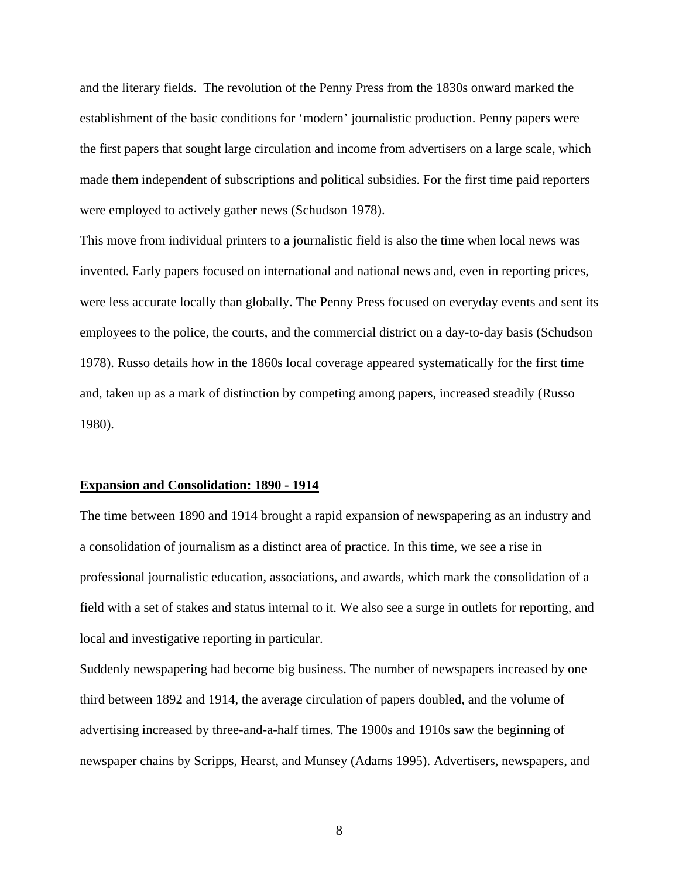and the literary fields. The revolution of the Penny Press from the 1830s onward marked the establishment of the basic conditions for 'modern' journalistic production. Penny papers were the first papers that sought large circulation and income from advertisers on a large scale, which made them independent of subscriptions and political subsidies. For the first time paid reporters were employed to actively gather news (Schudson 1978).

This move from individual printers to a journalistic field is also the time when local news was invented. Early papers focused on international and national news and, even in reporting prices, were less accurate locally than globally. The Penny Press focused on everyday events and sent its employees to the police, the courts, and the commercial district on a day-to-day basis (Schudson 1978). Russo details how in the 1860s local coverage appeared systematically for the first time and, taken up as a mark of distinction by competing among papers, increased steadily (Russo 1980).

## Expansion and Consolidation: 1890 - 1914

The time between 1890 and 1914 brought a rapid expansion of newspapering as an industry and a consolidation of journalism as a distinct area of practice. In this time, we see a rise in professional journalistic education, associations, and awards, which mark the consolidation of a field with a set of stakes and status internal to it. We also see a surge in outlets for reporting, and local and investigative reporting in particular.

Suddenly newspapering had become big business. The number of newspapers increased by one third between 1892 and 1914, the average circulation of papers doubled, and the volume of advertising increased by three-and-a-half times. The 1900s and 1910s saw the beginning of newspaper chains by Scripps, Hearst, and Munsey (Adams 1995). Advertisers, newspapers, and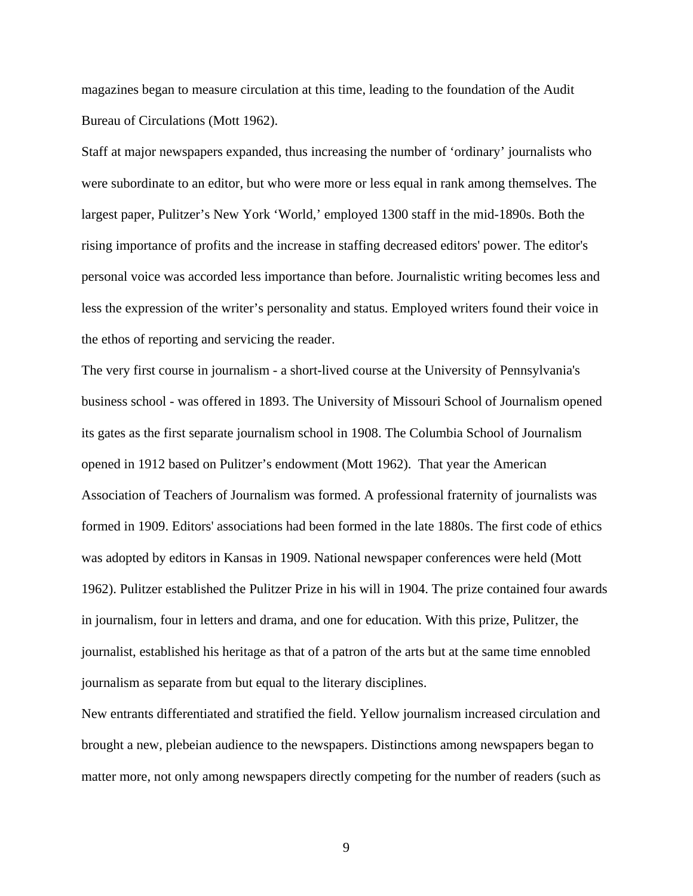magazines began to measure circulation at this time, leading to the foundation of the Audit Bureau of Circulations (Mott 1962).

Staff at major newspapers expanded, thus increasing the number of 'ordinary' journalists who were subordinate to an editor, but who were more or less equal in rank among themselves. The largest paper, Pulitzer's New York 'World,' employed 1300 staff in the mid-1890s. Both the rising importance of profits and the increase in staffing decreased editors' power. The editor's personal voice was accorded less importance than before. Journalistic writing becomes less and less the expression of the writer's personality and status. Employed writers found their voice in the ethos of reporting and servicing the reader.

The very first course in journalism - a short-lived course at the University of Pennsylvania's business school - was offered in 1893. The University of Missouri School of Journalism opened its gates as the first separate journalism school in 1908. The Columbia School of Journalism opened in 1912 based on Pulitzer's endowment (Mott 1962). That year the American Association of Teachers of Journalism was formed. A professional fraternity of journalists was formed in 1909. Editors' associations had been formed in the late 1880s. The first code of ethics was adopted by editors in Kansas in 1909. National newspaper conferences were held (Mott 1962). Pulitzer established the Pulitzer Prize in his will in 1904. The prize contained four awards in journalism, four in letters and drama, and one for education. With this prize, Pulitzer, the journalist, established his heritage as that of a patron of the arts but at the same time ennobled journalism as separate from but equal to the literary disciplines.

New entrants differentiated and stratified the field. Yellow journalism increased circulation and brought a new, plebeian audience to the newspapers. Distinctions among newspapers began to matter more, not only among newspapers directly competing for the number of readers (such as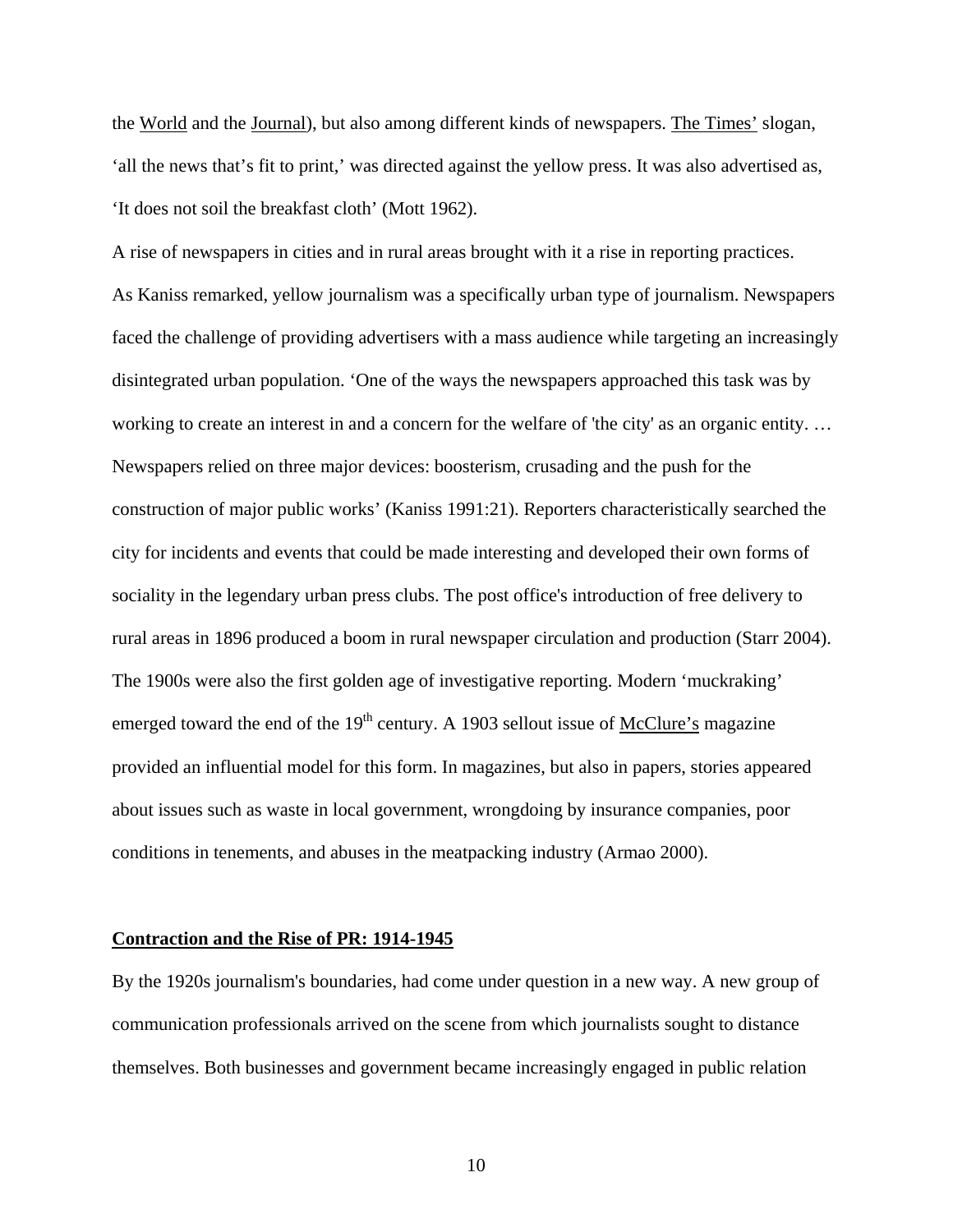the World and the Journal), but also among different kinds of newspapers. The Times' slogan, 'all the news that's fit to print,' was directed against the yellow press. It was also advertised as, 'It does not soil the breakfast cloth' (Mott 1962).

A rise of newspapers in cities and in rural areas brought with it a rise in reporting practices. As Kaniss remarked, yellow journalism was a specifically urban type of journalism. Newspapers faced the challenge of providing advertisers with a mass audience while targeting an increasingly disintegrated urban population. 'One of the ways the newspapers approached this task was by working to create an interest in and a concern for the welfare of 'the city' as an organic entity. … Newspapers relied on three major devices: boosterism, crusading and the push for the construction of major public works' (Kaniss 1991:21). Reporters characteristically searched the city for incidents and events that could be made interesting and developed their own forms of sociality in the legendary urban press clubs. The post office's introduction of free delivery to rural areas in 1896 produced a boom in rural newspaper circulation and production (Starr 2004). The 1900s were also the first golden age of investigative reporting. Modern 'muckraking' emerged toward the end of the 19th century. A 1903 sellout issue of McClure's magazine provided an influential model for this form. In magazines, but also in papers, stories appeared about issues such as waste in local government, wrongdoing by insurance companies, poor conditions in tenements, and abuses in the meatpacking industry (Armao 2000).

## Contraction and the Rise of PR: 1914-1945

By the 1920s journalism's boundaries, had come under question in a new way. A new group of communication professionals arrived on the scene from which journalists sought to distance themselves. Both businesses and government became increasingly engaged in public relation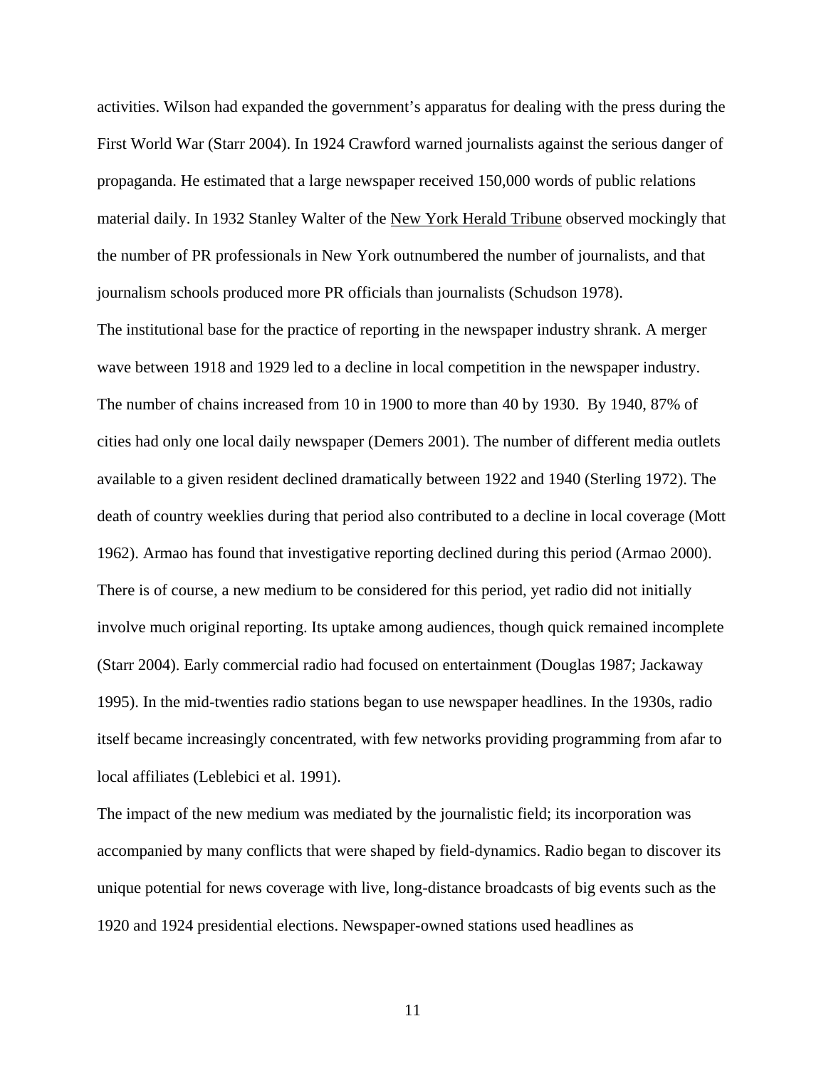activities. Wilson had expanded the government's apparatus for dealing with the press during the First World War (Starr 2004). In 1924 Crawford warned journalists against the serious danger of propaganda. He estimated that a large newspaper received 150,000 words of public relations material daily. In 1932 Stanley Walter of the New York Herald Tribune observed mockingly that the number of PR professionals in New York outnumbered the number of journalists, and that journalism schools produced more PR officials than journalists (Schudson 1978).

The institutional base for the practice of reporting in the newspaper industry shrank. A merger wave between 1918 and 1929 led to a decline in local competition in the newspaper industry. The number of chains increased from 10 in 1900 to more than 40 by 1930. By 1940, 87% of cities had only one local daily newspaper (Demers 2001). The number of different media outlets available to a given resident declined dramatically between 1922 and 1940 (Sterling 1972). The death of country weeklies during that period also contributed to a decline in local coverage (Mott 1962). Armao has found that investigative reporting declined during this period (Armao 2000). There is of course, a new medium to be considered for this period, yet radio did not initially involve much original reporting. Its uptake among audiences, though quick remained incomplete (Starr 2004). Early commercial radio had focused on entertainment (Douglas 1987; Jackaway 1995). In the mid-twenties radio stations began to use newspaper headlines. In the 1930s, radio itself became increasingly concentrated, with few networks providing programming from afar to local affiliates (Leblebici et al. 1991).

The impact of the new medium was mediated by the journalistic field; its incorporation was accompanied by many conflicts that were shaped by field-dynamics. Radio began to discover its unique potential for news coverage with live, long-distance broadcasts of big events such as the 1920 and 1924 presidential elections. Newspaper-owned stations used headlines as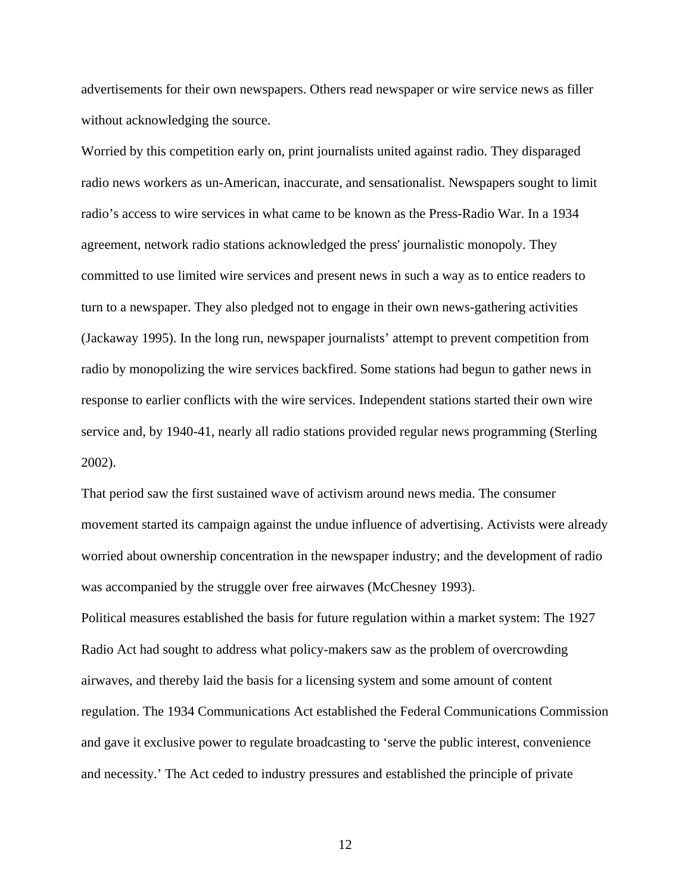advertisements for their own newspapers. Others read newspaper or wire service news as filler without acknowledging the source.

Worried by this competition early on, print journalists united against radio. They disparaged radio news workers as un-American, inaccurate, and sensationalist. Newspapers sought to limit radio's access to wire services in what came to be known as the Press-Radio War. In a 1934 agreement, network radio stations acknowledged the press' journalistic monopoly. They committed to use limited wire services and present news in such a way as to entice readers to turn to a newspaper. They also pledged not to engage in their own news-gathering activities (Jackaway 1995). In the long run, newspaper journalists' attempt to prevent competition from radio by monopolizing the wire services backfired. Some stations had begun to gather news in response to earlier conflicts with the wire services. Independent stations started their own wire service and, by 1940-41, nearly all radio stations provided regular news programming (Sterling 2002).

That period saw the first sustained wave of activism around news media. The consumer movement started its campaign against the undue influence of advertising. Activists were already worried about ownership concentration in the newspaper industry; and the development of radio was accompanied by the struggle over free airwaves (McChesney 1993).

Political measures established the basis for future regulation within a market system: The 1927 Radio Act had sought to address what policy-makers saw as the problem of overcrowding airwaves, and thereby laid the basis for a licensing system and some amount of content regulation. The 1934 Communications Act established the Federal Communications Commission and gave it exclusive power to regulate broadcasting to 'serve the public interest, convenience and necessity.' The Act ceded to industry pressures and established the principle of private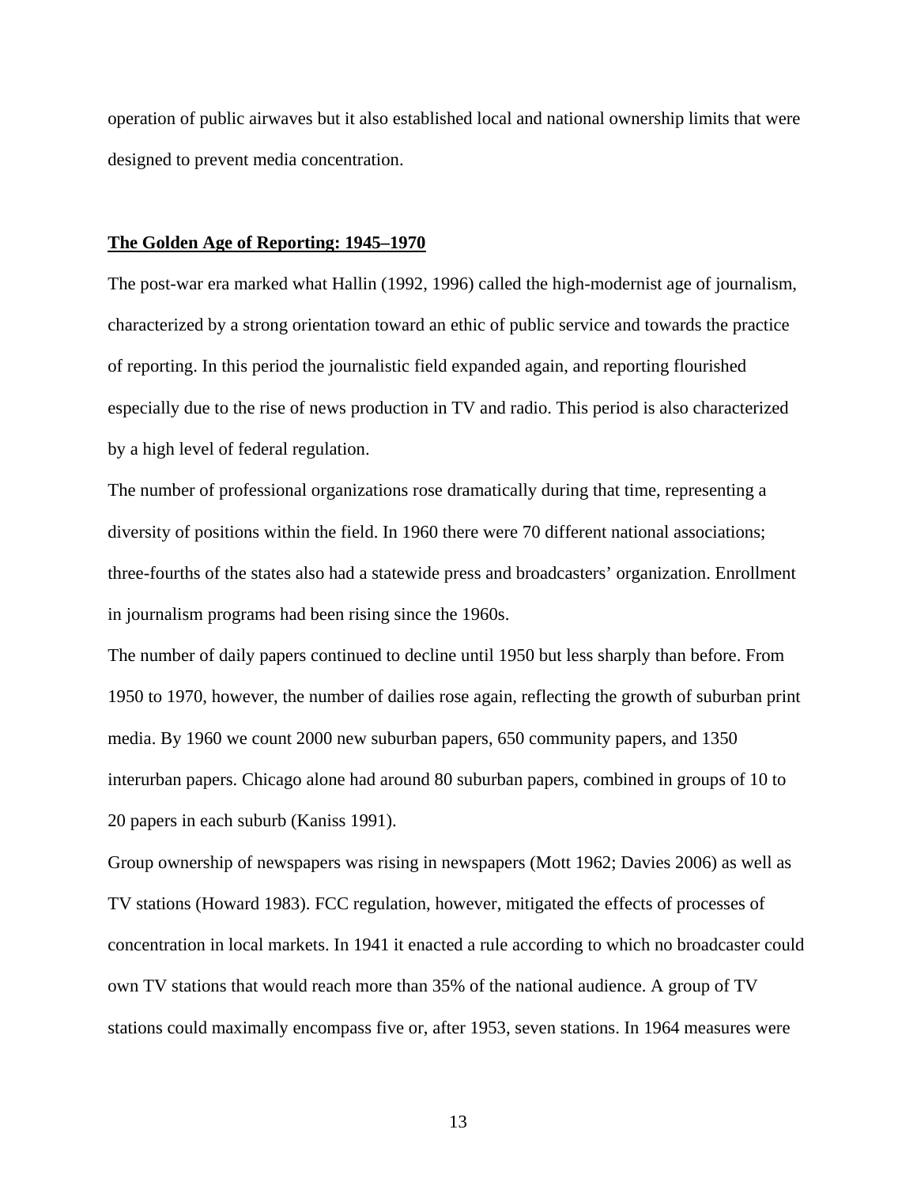operation of public airwaves but it also established local and national ownership limits that were designed to prevent media concentration.

## **<u>The Golden Age of Reporting: 1945–1970</u>**

The post-war era marked what Hallin (1992, 1996) called the high-modernist age of journalism, characterized by a strong orientation toward an ethic of public service and towards the practice of reporting. In this period the journalistic field expanded again, and reporting flourished especially due to the rise of news production in TV and radio. This period is also characterized by a high level of federal regulation.

The number of professional organizations rose dramatically during that time, representing a diversity of positions within the field. In 1960 there were 70 different national associations; three-fourths of the states also had a statewide press and broadcasters' organization. Enrollment in journalism programs had been rising since the 1960s.

The number of daily papers continued to decline until 1950 but less sharply than before. From 1950 to 1970, however, the number of dailies rose again, reflecting the growth of suburban print media. By 1960 we count 2000 new suburban papers, 650 community papers, and 1350 interurban papers. Chicago alone had around 80 suburban papers, combined in groups of 10 to 20 papers in each suburb (Kaniss 1991).

Group ownership of newspapers was rising in newspapers (Mott 1962; Davies 2006) as well as TV stations (Howard 1983). FCC regulation, however, mitigated the effects of processes of concentration in local markets. In 1941 it enacted a rule according to which no broadcaster could own TV stations that would reach more than 35% of the national audience. A group of TV stations could maximally encompass five or, after 1953, seven stations. In 1964 measures were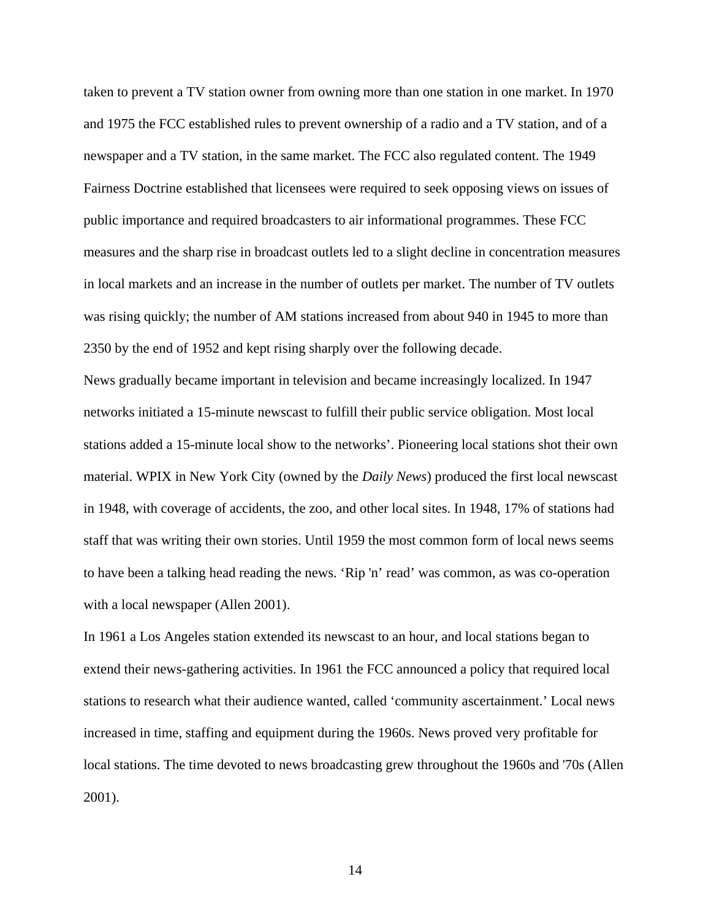taken to prevent a TV station owner from owning more than one station in one market. In 1970 and 1975 the FCC established rules to prevent ownership of a radio and a TV station, and of a newspaper and a TV station, in the same market. The FCC also regulated content. The 1949 Fairness Doctrine established that licensees were required to seek opposing views on issues of public importance and required broadcasters to air informational programmes. These FCC measures and the sharp rise in broadcast outlets led to a slight decline in concentration measures in local markets and an increase in the number of outlets per market. The number of TV outlets was rising quickly; the number of AM stations increased from about 940 in 1945 to more than 2350 by the end of 1952 and kept rising sharply over the following decade.

News gradually became important in television and became increasingly localized. In 1947 networks initiated a 15-minute newscast to fulfill their public service obligation. Most local stations added a 15-minute local show to the networks'. Pioneering local stations shot their own material. WPIX in New York City (owned by the *Daily News*) produced the first local newscast in 1948, with coverage of accidents, the zoo, and other local sites. In 1948, 17% of stations had staff that was writing their own stories. Until 1959 the most common form of local news seems to have been a talking head reading the news. 'Rip 'n' read' was common, as was co-operation with a local newspaper (Allen 2001).

In 1961 a Los Angeles station extended its newscast to an hour, and local stations began to extend their news-gathering activities. In 1961 the FCC announced a policy that required local stations to research what their audience wanted, called 'community ascertainment.' Local news increased in time, staffing and equipment during the 1960s. News proved very profitable for local stations. The time devoted to news broadcasting grew throughout the 1960s and '70s (Allen 2001).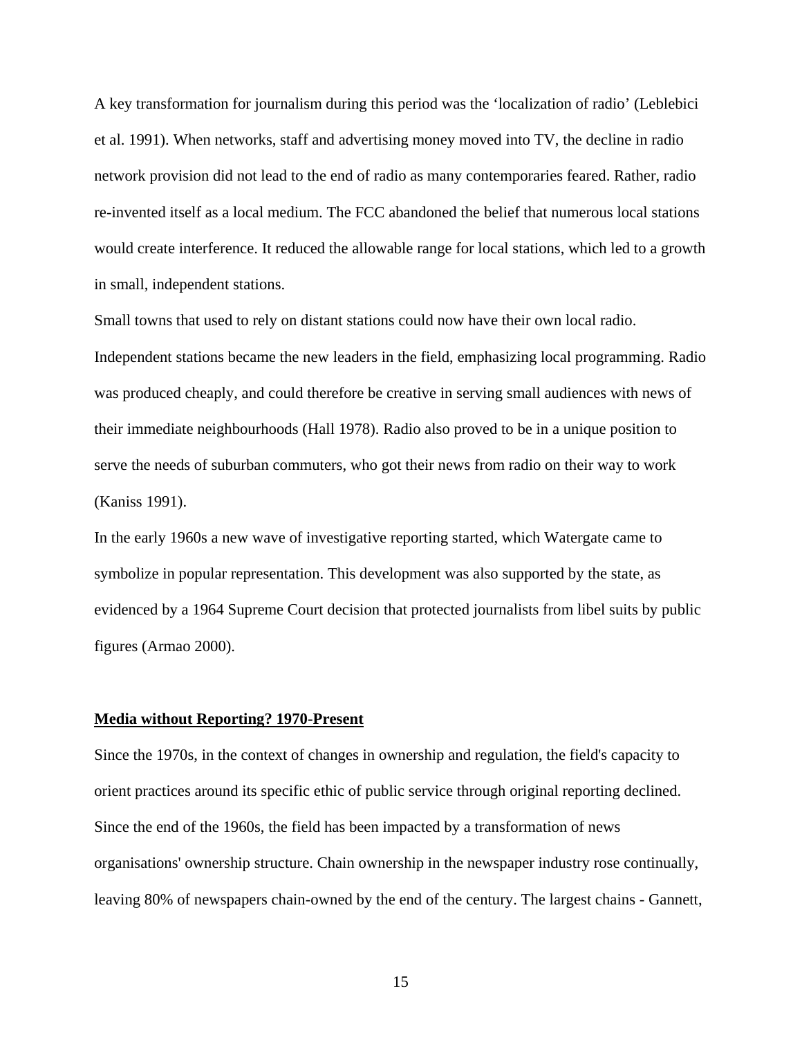A key transformation for journalism during this period was the 'localization of radio' (Leblebici et al. 1991). When networks, staff and advertising money moved into TV, the decline in radio network provision did not lead to the end of radio as many contemporaries feared. Rather, radio re-invented itself as a local medium. The FCC abandoned the belief that numerous local stations would create interference. It reduced the allowable range for local stations, which led to a growth in small, independent stations.

Small towns that used to rely on distant stations could now have their own local radio. Independent stations became the new leaders in the field, emphasizing local programming. Radio was produced cheaply, and could therefore be creative in serving small audiences with news of their immediate neighbourhoods (Hall 1978). Radio also proved to be in a unique position to serve the needs of suburban commuters, who got their news from radio on their way to work (Kaniss 1991).

In the early 1960s a new wave of investigative reporting started, which Watergate came to symbolize in popular representation. This development was also supported by the state, as evidenced by a 1964 Supreme Court decision that protected journalists from libel suits by public figures (Armao 2000).

## Media without Reporting? 1970-Present

Since the 1970s, in the context of changes in ownership and regulation, the field's capacity to orient practices around its specific ethic of public service through original reporting declined. Since the end of the 1960s, the field has been impacted by a transformation of news organisations' ownership structure. Chain ownership in the newspaper industry rose continually, leaving 80% of newspapers chain-owned by the end of the century. The largest chains - Gannett,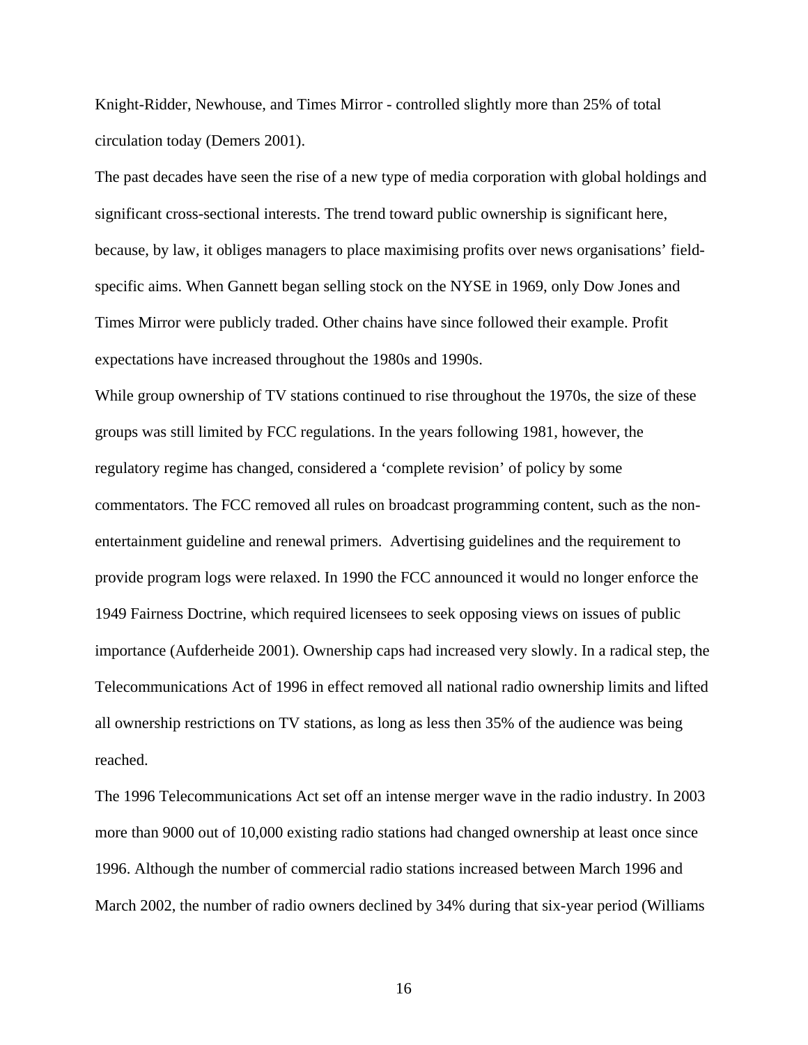Knight-Ridder, Newhouse, and Times Mirror - controlled slightly more than 25% of total circulation today (Demers 2001).

The past decades have seen the rise of a new type of media corporation with global holdings and significant cross-sectional interests. The trend toward public ownership is significant here, because, by law, it obliges managers to place maximising profits over news organisations' field-specific aims. When Gannett began selling stock on the NYSE in 1969, only Dow Jones and Times Mirror were publicly traded. Other chains have since followed their example. Profit expectations have increased throughout the 1980s and 1990s.

While group ownership of TV stations continued to rise throughout the 1970s, the size of these groups was still limited by FCC regulations. In the years following 1981, however, the regulatory regime has changed, considered a 'complete revision' of policy by some commentators. The FCC removed all rules on broadcast programming content, such as the non-entertainment guideline and renewal primers. Advertising guidelines and the requirement to provide program logs were relaxed. In 1990 the FCC announced it would no longer enforce the 1949 Fairness Doctrine, which required licensees to seek opposing views on issues of public importance (Aufderheide 2001). Ownership caps had increased very slowly. In a radical step, the Telecommunications Act of 1996 in effect removed all national radio ownership limits and lifted all ownership restrictions on TV stations, as long as less then 35% of the audience was being reached.

The 1996 Telecommunications Act set off an intense merger wave in the radio industry. In 2003 more than 9000 out of 10,000 existing radio stations had changed ownership at least once since 1996. Although the number of commercial radio stations increased between March 1996 and March 2002, the number of radio owners declined by 34% during that six-year period (Williams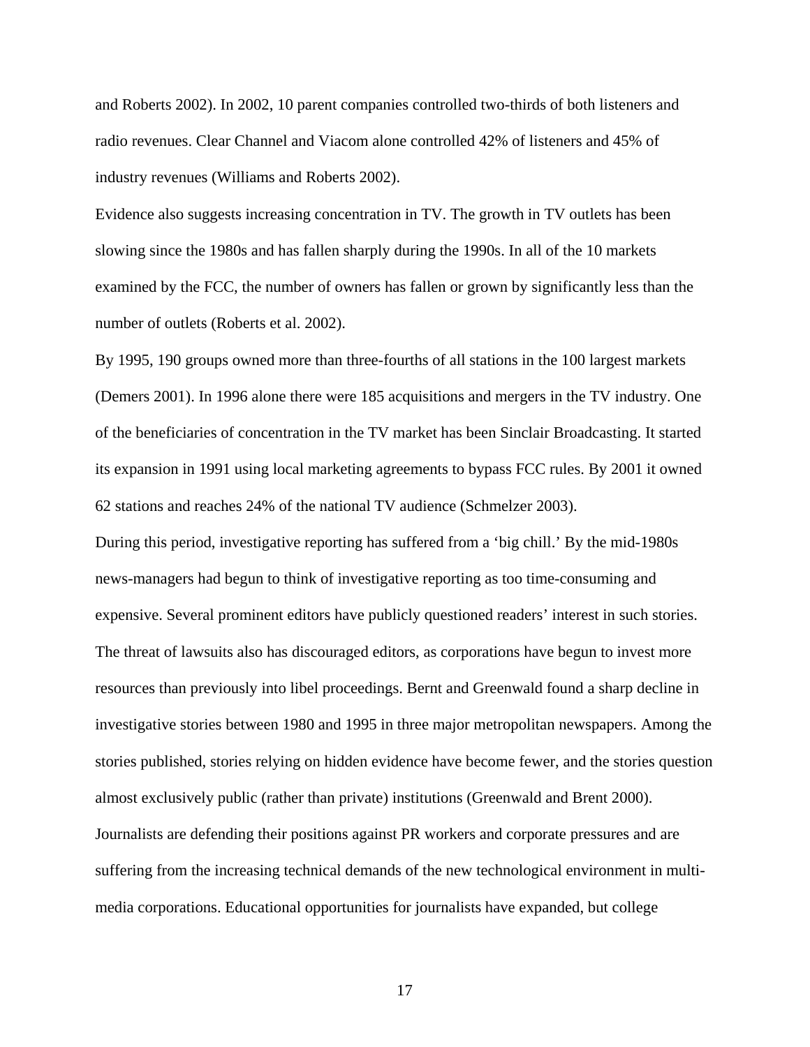and Roberts 2002). In 2002, 10 parent companies controlled two-thirds of both listeners and radio revenues. Clear Channel and Viacom alone controlled 42% of listeners and 45% of industry revenues (Williams and Roberts 2002).

Evidence also suggests increasing concentration in TV. The growth in TV outlets has been slowing since the 1980s and has fallen sharply during the 1990s. In all of the 10 markets examined by the FCC, the number of owners has fallen or grown by significantly less than the number of outlets (Roberts et al. 2002).

By 1995, 190 groups owned more than three-fourths of all stations in the 100 largest markets (Demers 2001). In 1996 alone there were 185 acquisitions and mergers in the TV industry. One of the beneficiaries of concentration in the TV market has been Sinclair Broadcasting. It started its expansion in 1991 using local marketing agreements to bypass FCC rules. By 2001 it owned 62 stations and reaches 24% of the national TV audience (Schmelzer 2003).

During this period, investigative reporting has suffered from a 'big chill.' By the mid-1980s news-managers had begun to think of investigative reporting as too time-consuming and expensive. Several prominent editors have publicly questioned readers' interest in such stories. The threat of lawsuits also has discouraged editors, as corporations have begun to invest more resources than previously into libel proceedings. Bernt and Greenwald found a sharp decline in investigative stories between 1980 and 1995 in three major metropolitan newspapers. Among the stories published, stories relying on hidden evidence have become fewer, and the stories question almost exclusively public (rather than private) institutions (Greenwald and Brent 2000).

Journalists are defending their positions against PR workers and corporate pressures and are suffering from the increasing technical demands of the new technological environment in multi-media corporations. Educational opportunities for journalists have expanded, but college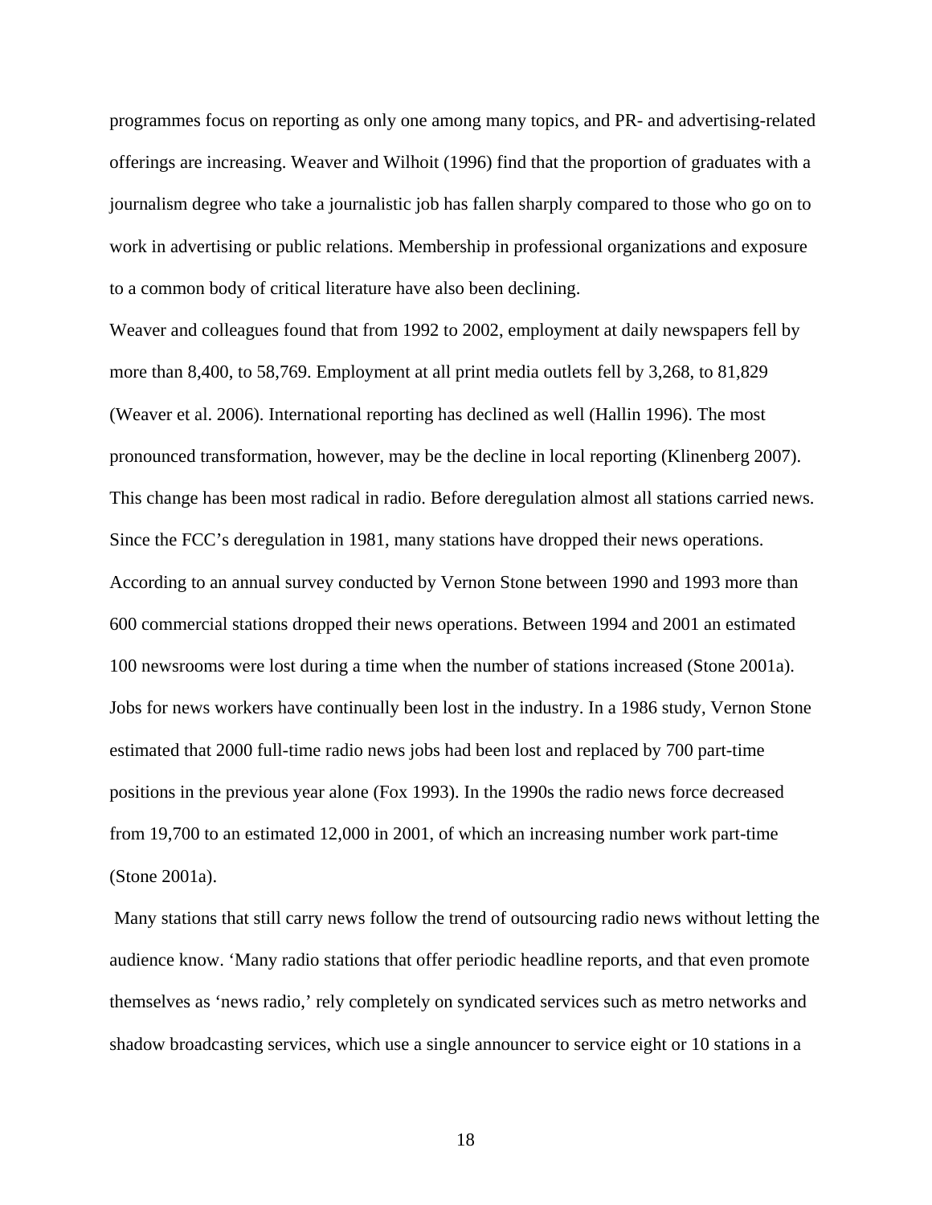programmes focus on reporting as only one among many topics, and PR- and advertising-related offerings are increasing. Weaver and Wilhoit (1996) find that the proportion of graduates with a journalism degree who take a journalistic job has fallen sharply compared to those who go on to work in advertising or public relations. Membership in professional organizations and exposure to a common body of critical literature have also been declining.

Weaver and colleagues found that from 1992 to 2002, employment at daily newspapers fell by more than 8,400, to 58,769. Employment at all print media outlets fell by 3,268, to 81,829 (Weaver et al. 2006). International reporting has declined as well (Hallin 1996). The most pronounced transformation, however, may be the decline in local reporting (Klinenberg 2007). This change has been most radical in radio. Before deregulation almost all stations carried news. Since the FCC's deregulation in 1981, many stations have dropped their news operations. According to an annual survey conducted by Vernon Stone between 1990 and 1993 more than 600 commercial stations dropped their news operations. Between 1994 and 2001 an estimated 100 newsrooms were lost during a time when the number of stations increased (Stone 2001a). Jobs for news workers have continually been lost in the industry. In a 1986 study, Vernon Stone estimated that 2000 full-time radio news jobs had been lost and replaced by 700 part-time positions in the previous year alone (Fox 1993). In the 1990s the radio news force decreased from 19,700 to an estimated 12,000 in 2001, of which an increasing number work part-time (Stone 2001a).

Many stations that still carry news follow the trend of outsourcing radio news without letting the audience know. 'Many radio stations that offer periodic headline reports, and that even promote themselves as 'news radio,' rely completely on syndicated services such as metro networks and shadow broadcasting services, which use a single announcer to service eight or 10 stations in a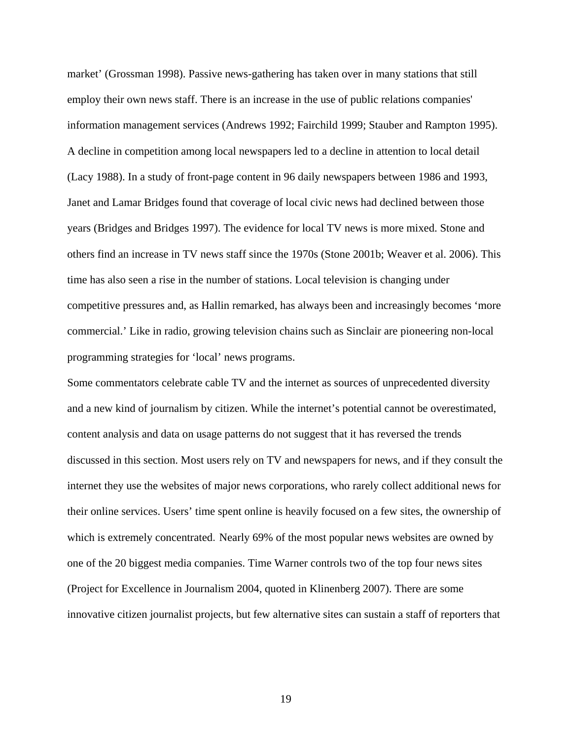market' (Grossman 1998). Passive news-gathering has taken over in many stations that still employ their own news staff. There is an increase in the use of public relations companies' information management services (Andrews 1992; Fairchild 1999; Stauber and Rampton 1995). A decline in competition among local newspapers led to a decline in attention to local detail (Lacy 1988). In a study of front-page content in 96 daily newspapers between 1986 and 1993, Janet and Lamar Bridges found that coverage of local civic news had declined between those years (Bridges and Bridges 1997). The evidence for local TV news is more mixed. Stone and others find an increase in TV news staff since the 1970s (Stone 2001b; Weaver et al. 2006). This time has also seen a rise in the number of stations. Local television is changing under competitive pressures and, as Hallin remarked, has always been and increasingly becomes 'more commercial.' Like in radio, growing television chains such as Sinclair are pioneering non-local programming strategies for 'local' news programs.

Some commentators celebrate cable TV and the internet as sources of unprecedented diversity and a new kind of journalism by citizen. While the internet's potential cannot be overestimated, content analysis and data on usage patterns do not suggest that it has reversed the trends discussed in this section. Most users rely on TV and newspapers for news, and if they consult the internet they use the websites of major news corporations, who rarely collect additional news for their online services. Users' time spent online is heavily focused on a few sites, the ownership of which is extremely concentrated. Nearly 69% of the most popular news websites are owned by one of the 20 biggest media companies. Time Warner controls two of the top four news sites (Project for Excellence in Journalism 2004, quoted in Klinenberg 2007). There are some innovative citizen journalist projects, but few alternative sites can sustain a staff of reporters that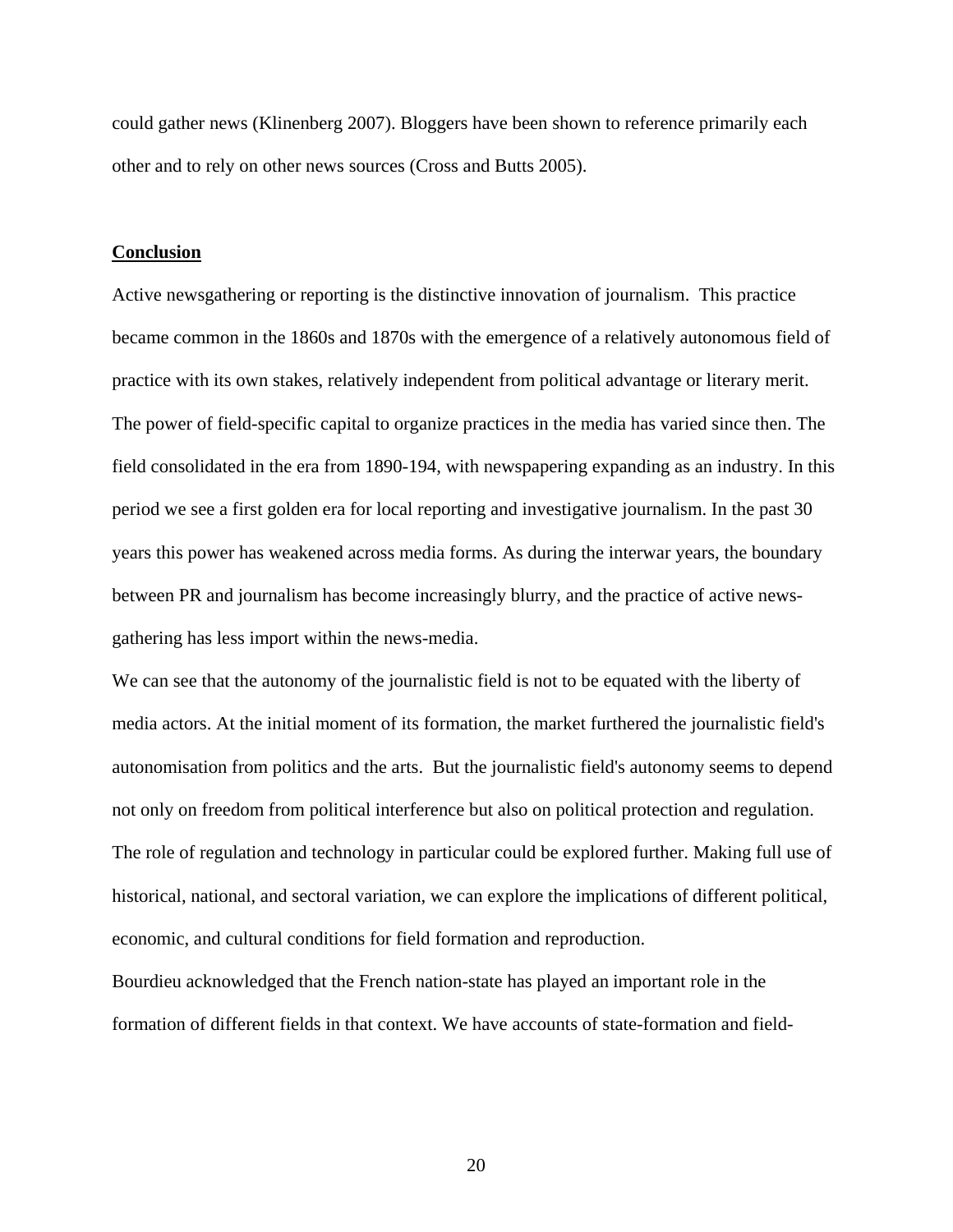could gather news (Klinenberg 2007). Bloggers have been shown to reference primarily each other and to rely on other news sources (Cross and Butts 2005).

## Conclusion

Active newsgathering or reporting is the distinctive innovation of journalism. This practice became common in the 1860s and 1870s with the emergence of a relatively autonomous field of practice with its own stakes, relatively independent from political advantage or literary merit. The power of field-specific capital to organize practices in the media has varied since then. The field consolidated in the era from 1890-194, with newspapering expanding as an industry. In this period we see a first golden era for local reporting and investigative journalism. In the past 30 years this power has weakened across media forms. As during the interwar years, the boundary between PR and journalism has become increasingly blurry, and the practice of active news-gathering has less import within the news-media.

We can see that the autonomy of the journalistic field is not to be equated with the liberty of media actors. At the initial moment of its formation, the market furthered the journalistic field's autonomisation from politics and the arts. But the journalistic field's autonomy seems to depend not only on freedom from political interference but also on political protection and regulation. The role of regulation and technology in particular could be explored further. Making full use of historical, national, and sectoral variation, we can explore the implications of different political, economic, and cultural conditions for field formation and reproduction.

Bourdieu acknowledged that the French nation-state has played an important role in the formation of different fields in that context. We have accounts of state-formation and field-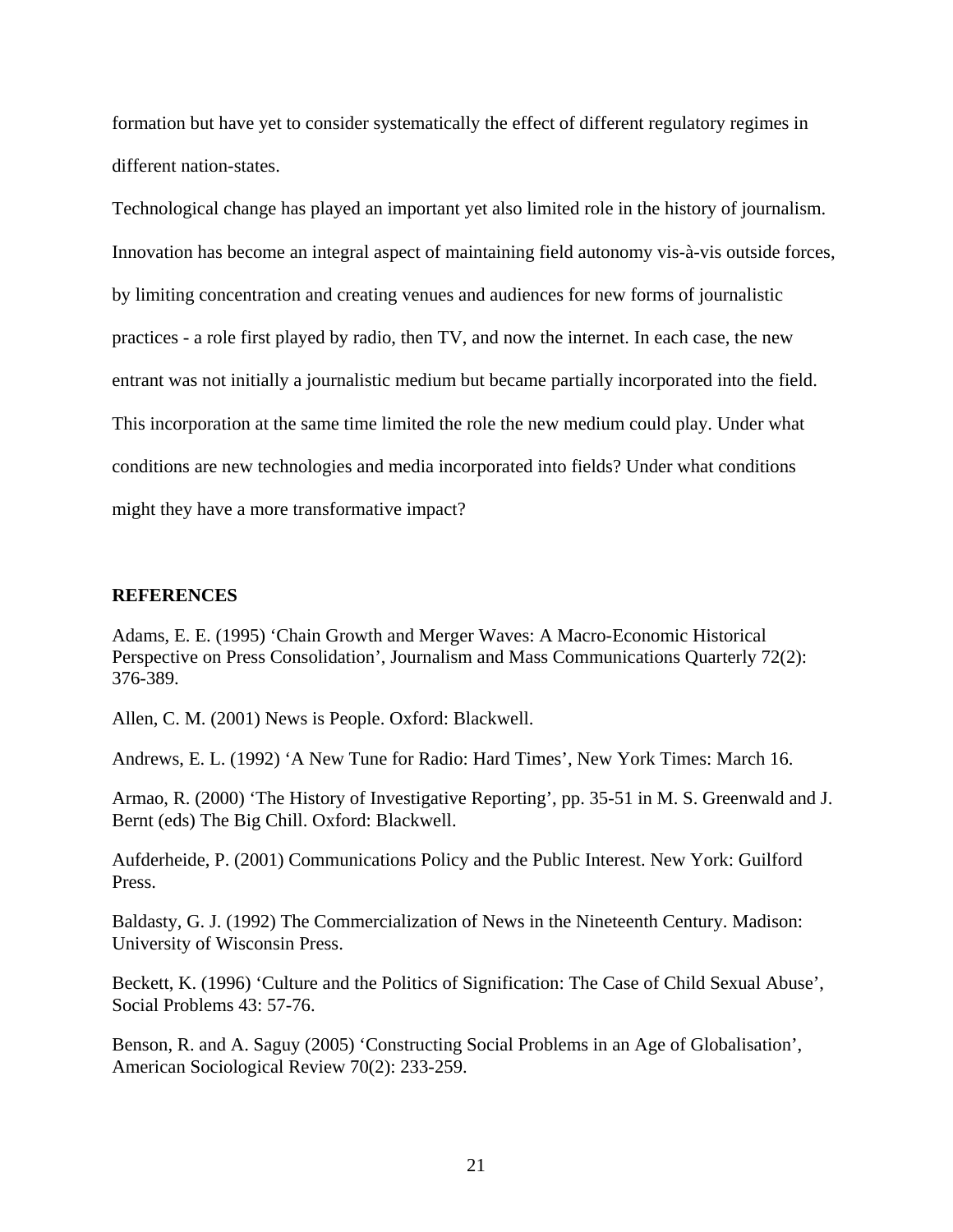formation but have yet to consider systematically the effect of different regulatory regimes in different nation-states.

Technological change has played an important yet also limited role in the history of journalism. Innovation has become an integral aspect of maintaining field autonomy vis-à-vis outside forces, by limiting concentration and creating venues and audiences for new forms of journalistic practices - a role first played by radio, then TV, and now the internet. In each case, the new entrant was not initially a journalistic medium but became partially incorporated into the field. This incorporation at the same time limited the role the new medium could play. Under what conditions are new technologies and media incorporated into fields? Under what conditions might they have a more transformative impact?

## REFERENCES

Adams, E. E. (1995) 'Chain Growth and Merger Waves: A Macro-Economic Historical Perspective on Press Consolidation', Journalism and Mass Communications Quarterly 72(2): 376-389.

Allen, C. M. (2001) News is People. Oxford: Blackwell.

Andrews, E. L. (1992) 'A New Tune for Radio: Hard Times', New York Times: March 16.

Armao, R. (2000) 'The History of Investigative Reporting', pp. 35-51 in M. S. Greenwald and J. Bernt (eds) The Big Chill. Oxford: Blackwell.

Aufderheide, P. (2001) Communications Policy and the Public Interest. New York: Guilford Press.

Baldasty, G. J. (1992) The Commercialization of News in the Nineteenth Century. Madison: University of Wisconsin Press.

Beckett, K. (1996) 'Culture and the Politics of Signification: The Case of Child Sexual Abuse', Social Problems 43: 57-76.

Benson, R. and A. Saguy (2005) 'Constructing Social Problems in an Age of Globalisation', American Sociological Review 70(2): 233-259.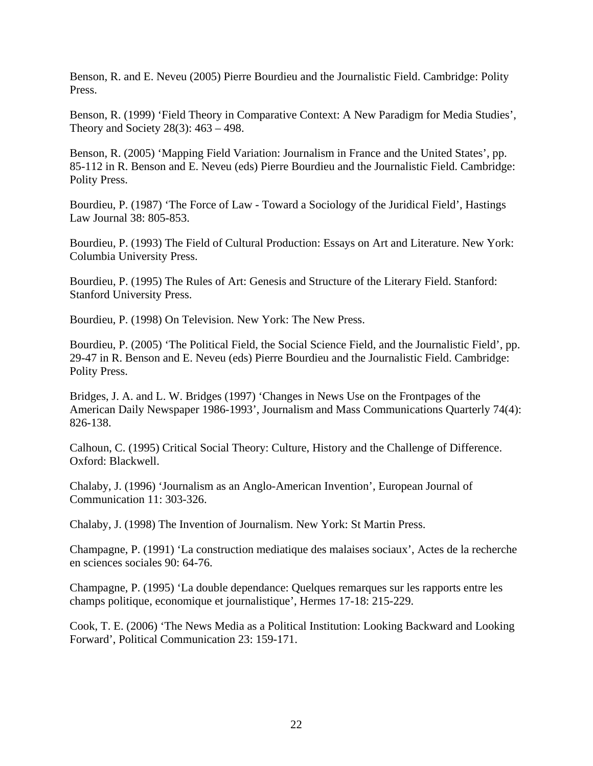Benson, R. and E. Neveu (2005) Pierre Bourdieu and the Journalistic Field. Cambridge: Polity Press.

Benson, R. (1999) 'Field Theory in Comparative Context: A New Paradigm for Media Studies', Theory and Society 28(3): 463 – 498.

Benson, R. (2005) 'Mapping Field Variation: Journalism in France and the United States', pp. 85-112 in R. Benson and E. Neveu (eds) Pierre Bourdieu and the Journalistic Field. Cambridge: Polity Press.

Bourdieu, P. (1987) 'The Force of Law - Toward a Sociology of the Juridical Field', Hastings Law Journal 38: 805-853.

Bourdieu, P. (1993) The Field of Cultural Production: Essays on Art and Literature. New York: Columbia University Press.

Bourdieu, P. (1995) The Rules of Art: Genesis and Structure of the Literary Field. Stanford: Stanford University Press.

Bourdieu, P. (1998) On Television. New York: The New Press.

Bourdieu, P. (2005) 'The Political Field, the Social Science Field, and the Journalistic Field', pp. 29-47 in R. Benson and E. Neveu (eds) Pierre Bourdieu and the Journalistic Field. Cambridge: Polity Press.

Bridges, J. A. and L. W. Bridges (1997) 'Changes in News Use on the Frontpages of the American Daily Newspaper 1986-1993', Journalism and Mass Communications Quarterly 74(4): 826-138.

Calhoun, C. (1995) Critical Social Theory: Culture, History and the Challenge of Difference. Oxford: Blackwell.

Chalaby, J. (1996) 'Journalism as an Anglo-American Invention', European Journal of Communication 11: 303-326.

Chalaby, J. (1998) The Invention of Journalism. New York: St Martin Press.

Champagne, P. (1991) 'La construction mediatique des malaises sociaux', Actes de la recherche en sciences sociales 90: 64-76.

Champagne, P. (1995) 'La double dependance: Quelques remarques sur les rapports entre les champs politique, economique et journalistique', Hermes 17-18: 215-229.

Cook, T. E. (2006) 'The News Media as a Political Institution: Looking Backward and Looking Forward', Political Communication 23: 159-171.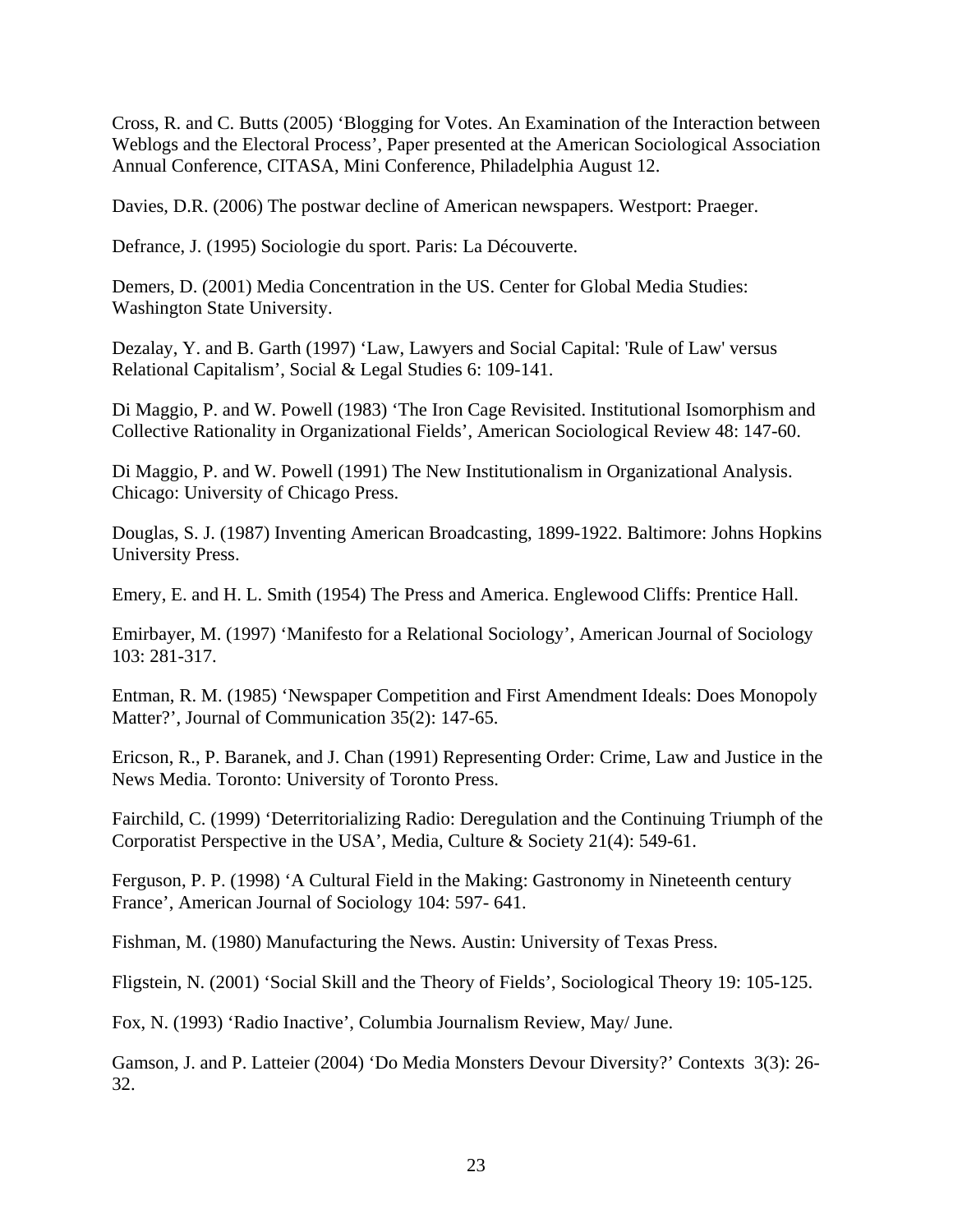Cross, R. and C. Butts (2005) 'Blogging for Votes. An Examination of the Interaction between Weblogs and the Electoral Process', Paper presented at the American Sociological Association Annual Conference, CITASA, Mini Conference, Philadelphia August 12.

Davies, D.R. (2006) The postwar decline of American newspapers. Westport: Praeger.

Defrance, J. (1995) Sociologie du sport. Paris: La Découverte.

Demers, D. (2001) Media Concentration in the US. Center for Global Media Studies: Washington State University.

Dezalay, Y. and B. Garth (1997) 'Law, Lawyers and Social Capital: 'Rule of Law' versus Relational Capitalism', Social & Legal Studies 6: 109-141.

Di Maggio, P. and W. Powell (1983) 'The Iron Cage Revisited. Institutional Isomorphism and Collective Rationality in Organizational Fields', American Sociological Review 48: 147-60.

Di Maggio, P. and W. Powell (1991) The New Institutionalism in Organizational Analysis. Chicago: University of Chicago Press.

Douglas, S. J. (1987) Inventing American Broadcasting, 1899-1922. Baltimore: Johns Hopkins University Press.

Emery, E. and H. L. Smith (1954) The Press and America. Englewood Cliffs: Prentice Hall.

Emirbayer, M. (1997) 'Manifesto for a Relational Sociology', American Journal of Sociology 103: 281-317.

Entman, R. M. (1985) 'Newspaper Competition and First Amendment Ideals: Does Monopoly Matter?', Journal of Communication 35(2): 147-65.

Ericson, R., P. Baranek, and J. Chan (1991) Representing Order: Crime, Law and Justice in the News Media. Toronto: University of Toronto Press.

Fairchild, C. (1999) 'Deterritorializing Radio: Deregulation and the Continuing Triumph of the Corporatist Perspective in the USA', Media, Culture & Society 21(4): 549-61.

Ferguson, P. P. (1998) 'A Cultural Field in the Making: Gastronomy in Nineteenth century France', American Journal of Sociology 104: 597- 641.

Fishman, M. (1980) Manufacturing the News. Austin: University of Texas Press.

Fligstein, N. (2001) 'Social Skill and the Theory of Fields', Sociological Theory 19: 105-125.

Fox, N. (1993) 'Radio Inactive', Columbia Journalism Review, May/ June.

Gamson, J. and P. Latteier (2004) 'Do Media Monsters Devour Diversity?' Contexts 3(3): 26-32.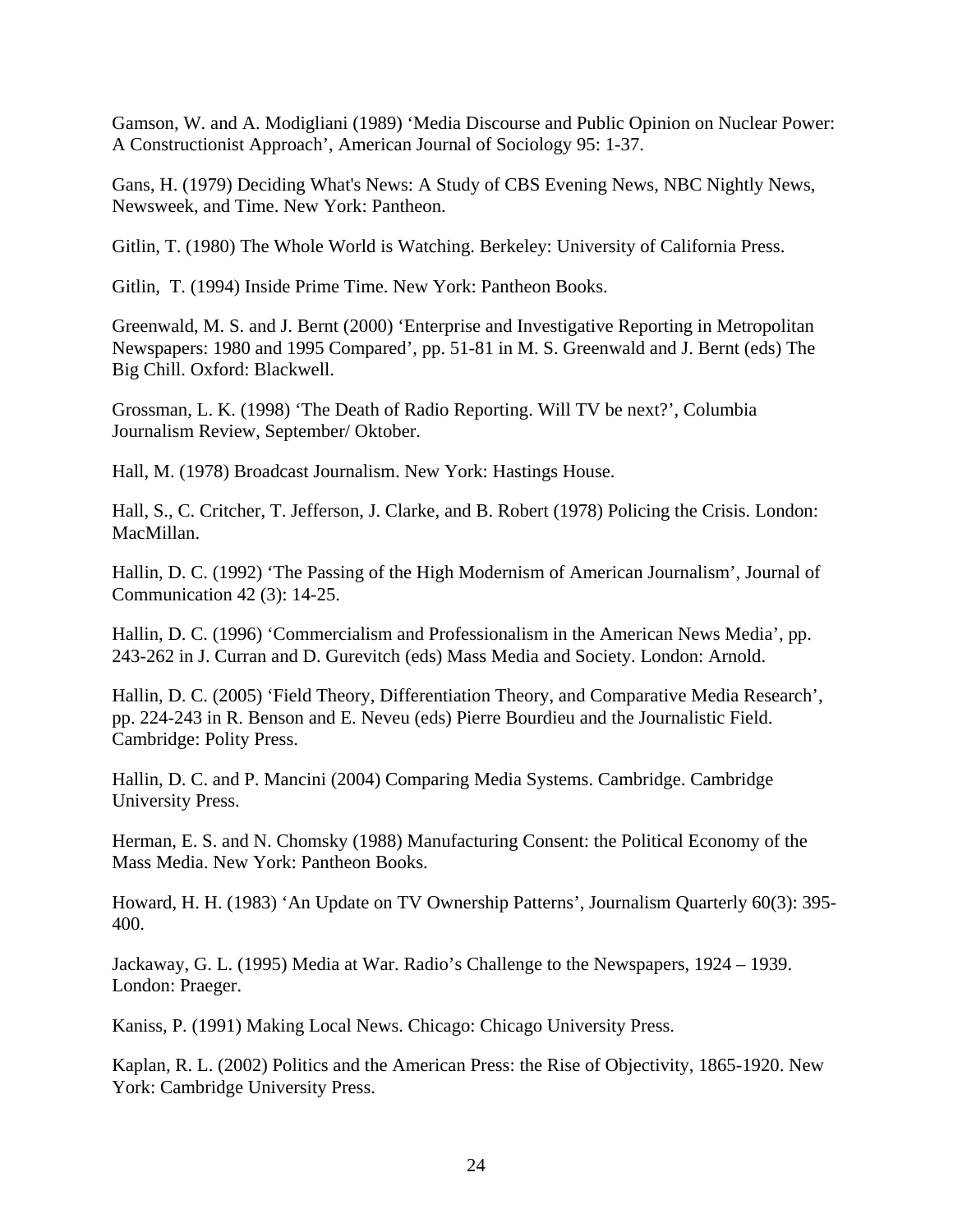Gamson, W. and A. Modigliani (1989) 'Media Discourse and Public Opinion on Nuclear Power: A Constructionist Approach', American Journal of Sociology 95: 1-37.

Gans, H. (1979) Deciding What's News: A Study of CBS Evening News, NBC Nightly News, Newsweek, and Time. New York: Pantheon.

Gitlin, T. (1980) The Whole World is Watching. Berkeley: University of California Press.

Gitlin, T. (1994) Inside Prime Time. New York: Pantheon Books.

Greenwald, M. S. and J. Bernt (2000) 'Enterprise and Investigative Reporting in Metropolitan Newspapers: 1980 and 1995 Compared', pp. 51-81 in M. S. Greenwald and J. Bernt (eds) The Big Chill. Oxford: Blackwell.

Grossman, L. K. (1998) 'The Death of Radio Reporting. Will TV be next?', Columbia Journalism Review, September/ Oktober.

Hall, M. (1978) Broadcast Journalism. New York: Hastings House.

Hall, S., C. Critcher, T. Jefferson, J. Clarke, and B. Robert (1978) Policing the Crisis. London: MacMillan.

Hallin, D. C. (1992) 'The Passing of the High Modernism of American Journalism', Journal of Communication 42 (3): 14-25.

Hallin, D. C. (1996) 'Commercialism and Professionalism in the American News Media', pp. 243-262 in J. Curran and D. Gurevitch (eds) Mass Media and Society. London: Arnold.

Hallin, D. C. (2005) 'Field Theory, Differentiation Theory, and Comparative Media Research', pp. 224-243 in R. Benson and E. Neveu (eds) Pierre Bourdieu and the Journalistic Field. Cambridge: Polity Press.

Hallin, D. C. and P. Mancini (2004) Comparing Media Systems. Cambridge. Cambridge University Press.

Herman, E. S. and N. Chomsky (1988) Manufacturing Consent: the Political Economy of the Mass Media. New York: Pantheon Books.

Howard, H. H. (1983) 'An Update on TV Ownership Patterns', Journalism Quarterly 60(3): 395-400.

Jackaway, G. L. (1995) Media at War. Radio's Challenge to the Newspapers, 1924 – 1939. London: Praeger.

Kaniss, P. (1991) Making Local News. Chicago: Chicago University Press.

Kaplan, R. L. (2002) Politics and the American Press: the Rise of Objectivity, 1865-1920. New York: Cambridge University Press.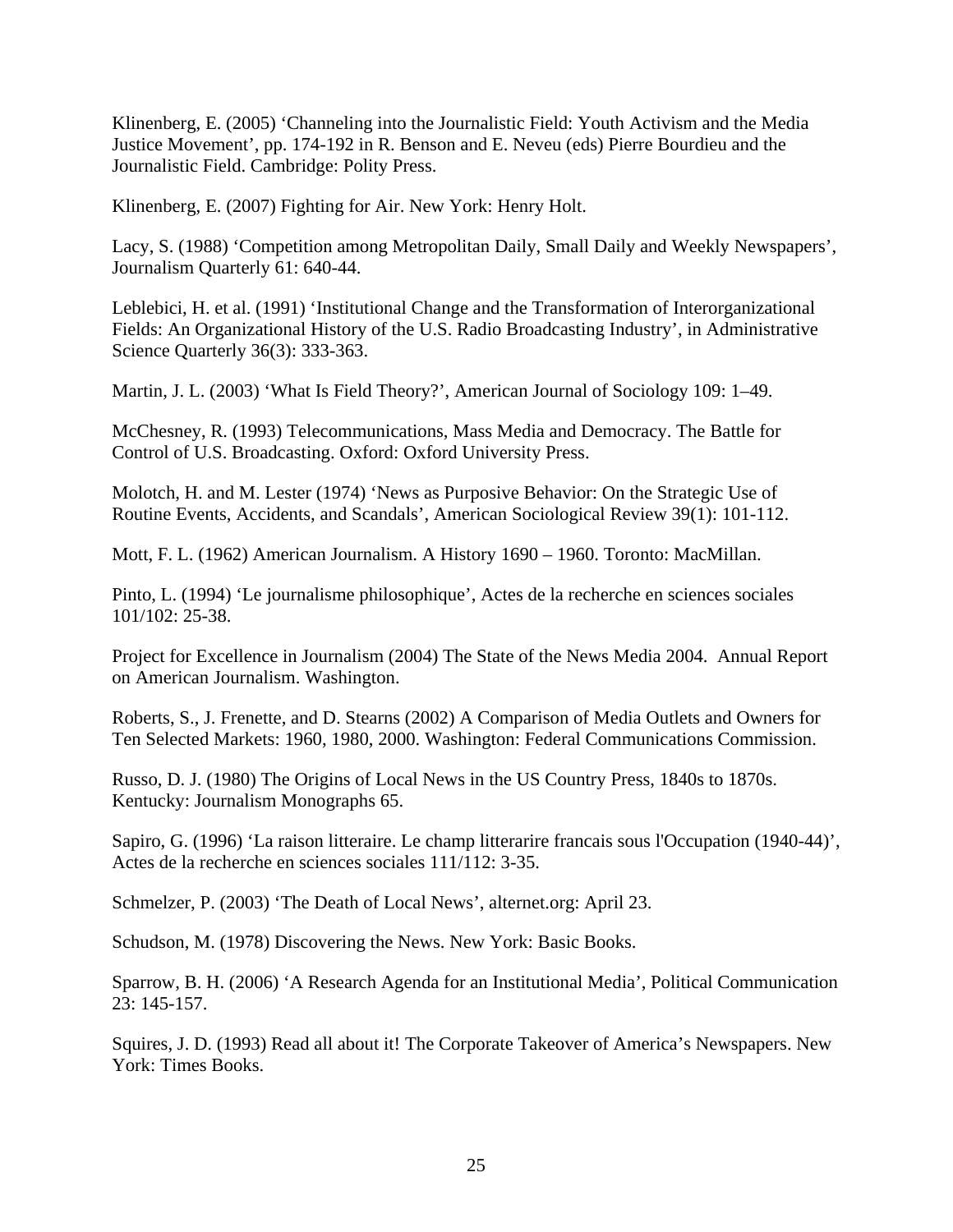Klinenberg, E. (2005) ‘Channeling into the Journalistic Field: Youth Activism and the Media Justice Movement’, pp. 174-192 in R. Benson and E. Neveu (eds) Pierre Bourdieu and the Journalistic Field. Cambridge: Polity Press.

Klinenberg, E. (2007) Fighting for Air. New York: Henry Holt.

Lacy, S. (1988) ‘Competition among Metropolitan Daily, Small Daily and Weekly Newspapers’, Journalism Quarterly 61: 640-44.

Leblebici, H. et al. (1991) ‘Institutional Change and the Transformation of Interorganizational Fields: An Organizational History of the U.S. Radio Broadcasting Industry’, in Administrative Science Quarterly 36(3): 333-363.

Martin, J. L. (2003) ‘What Is Field Theory?’, American Journal of Sociology 109: 1–49.

McChesney, R. (1993) Telecommunications, Mass Media and Democracy. The Battle for Control of U.S. Broadcasting. Oxford: Oxford University Press.

Molotch, H. and M. Lester (1974) ‘News as Purposive Behavior: On the Strategic Use of Routine Events, Accidents, and Scandals’, American Sociological Review 39(1): 101-112.

Mott, F. L. (1962) American Journalism. A History 1690 – 1960. Toronto: MacMillan.

Pinto, L. (1994) ‘Le journalisme philosophique’, Actes de la recherche en sciences sociales 101/102: 25-38.

Project for Excellence in Journalism (2004) The State of the News Media 2004. Annual Report on American Journalism. Washington.

Roberts, S., J. Frenette, and D. Stearns (2002) A Comparison of Media Outlets and Owners for Ten Selected Markets: 1960, 1980, 2000. Washington: Federal Communications Commission.

Russo, D. J. (1980) The Origins of Local News in the US Country Press, 1840s to 1870s. Kentucky: Journalism Monographs 65.

Sapiro, G. (1996) ‘La raison litteraire. Le champ litterarire francais sous l'Occupation (1940-44)’, Actes de la recherche en sciences sociales 111/112: 3-35.

Schmelzer, P. (2003) ‘The Death of Local News’, alternet.org: April 23.

Schudson, M. (1978) Discovering the News. New York: Basic Books.

Sparrow, B. H. (2006) ‘A Research Agenda for an Institutional Media’, Political Communication 23: 145-157.

Squires, J. D. (1993) Read all about it! The Corporate Takeover of America’s Newspapers. New York: Times Books.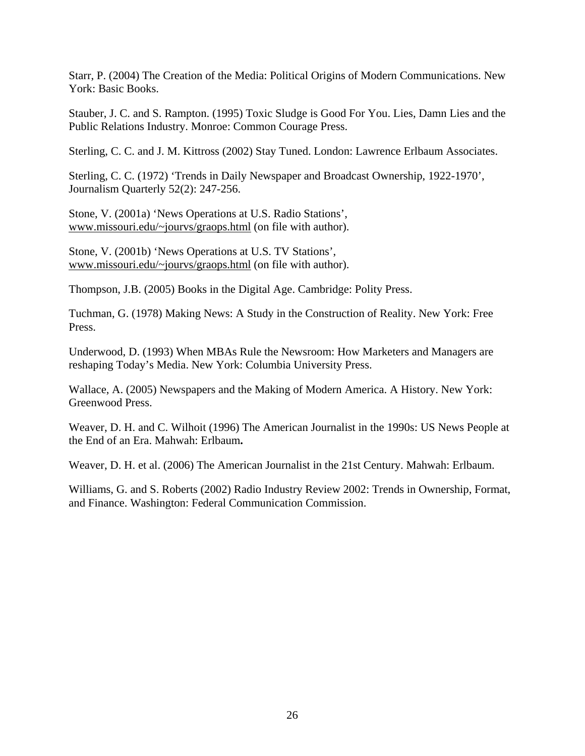Starr, P. (2004) The Creation of the Media: Political Origins of Modern Communications. New York: Basic Books.

Stauber, J. C. and S. Rampton. (1995) Toxic Sludge is Good For You. Lies, Damn Lies and the Public Relations Industry. Monroe: Common Courage Press.

Sterling, C. C. and J. M. Kittross (2002) Stay Tuned. London: Lawrence Erlbaum Associates.

Sterling, C. C. (1972) 'Trends in Daily Newspaper and Broadcast Ownership, 1922-1970', Journalism Quarterly 52(2): 247-256.

Stone, V. (2001a) 'News Operations at U.S. Radio Stations', www.missouri.edu/~jourvs/graops.html (on file with author).

Stone, V. (2001b) 'News Operations at U.S. TV Stations', www.missouri.edu/~jourvs/graops.html (on file with author).

Thompson, J.B. (2005) Books in the Digital Age. Cambridge: Polity Press.

Tuchman, G. (1978) Making News: A Study in the Construction of Reality. New York: Free Press.

Underwood, D. (1993) When MBAs Rule the Newsroom: How Marketers and Managers are reshaping Today's Media. New York: Columbia University Press.

Wallace, A. (2005) Newspapers and the Making of Modern America. A History. New York: Greenwood Press.

Weaver, D. H. and C. Wilhoit (1996) The American Journalist in the 1990s: US News People at the End of an Era. Mahwah: Erlbaum**.**

Weaver, D. H. et al. (2006) The American Journalist in the 21st Century. Mahwah: Erlbaum.

Williams, G. and S. Roberts (2002) Radio Industry Review 2002: Trends in Ownership, Format, and Finance. Washington: Federal Communication Commission.